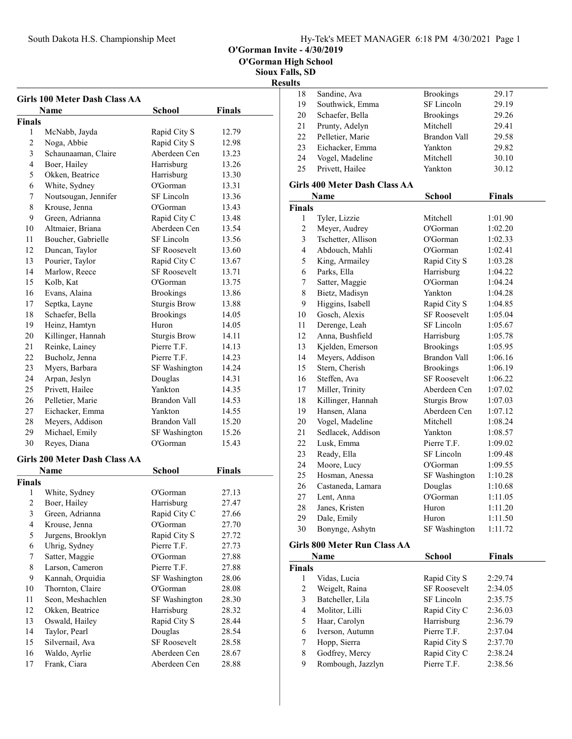# O'Gorman Invite - 4/30/2019

## O'Gorman High School

## Sioux Falls, SD

## Results

### Girls 100 Meter Dash Class AA

| | Name | School | Finals |
|---|---|---|---|
| **Finals** | | | |
| 1 | McNabb, Jayda | Rapid City S | 12.79 |
| 2 | Noga, Abbie | Rapid City S | 12.98 |
| 3 | Schaunaaman, Claire | Aberdeen Cen | 13.23 |
| 4 | Boer, Hailey | Harrisburg | 13.26 |
| 5 | Okken, Beatrice | Harrisburg | 13.30 |
| 6 | White, Sydney | O'Gorman | 13.31 |
| 7 | Noutsougan, Jennifer | SF Lincoln | 13.36 |
| 8 | Krouse, Jenna | O'Gorman | 13.43 |
| 9 | Green, Adrianna | Rapid City C | 13.48 |
| 10 | Altmaier, Briana | Aberdeen Cen | 13.54 |
| 11 | Boucher, Gabrielle | SF Lincoln | 13.56 |
| 12 | Duncan, Taylor | SF Roosevelt | 13.60 |
| 13 | Pourier, Taylor | Rapid City C | 13.67 |
| 14 | Marlow, Reece | SF Roosevelt | 13.71 |
| 15 | Kolb, Kat | O'Gorman | 13.75 |
| 16 | Evans, Alaina | Brookings | 13.86 |
| 17 | Septka, Layne | Sturgis Brow | 13.88 |
| 18 | Schaefer, Bella | Brookings | 14.05 |
| 19 | Heinz, Hamtyn | Huron | 14.05 |
| 20 | Killinger, Hannah | Sturgis Brow | 14.11 |
| 21 | Reinke, Lainey | Pierre T.F. | 14.13 |
| 22 | Bucholz, Jenna | Pierre T.F. | 14.23 |
| 23 | Myers, Barbara | SF Washington | 14.24 |
| 24 | Arpan, Jeslyn | Douglas | 14.31 |
| 25 | Privett, Hailee | Yankton | 14.35 |
| 26 | Pelletier, Marie | Brandon Vall | 14.53 |
| 27 | Eichacker, Emma | Yankton | 14.55 |
| 28 | Meyers, Addison | Brandon Vall | 15.20 |
| 29 | Michael, Emily | SF Washington | 15.26 |
| 30 | Reyes, Diana | O'Gorman | 15.43 |

### Girls 200 Meter Dash Class AA

| | Name | School | Finals |
|---|---|---|---|
| **Finals** | | | |
| 1 | White, Sydney | O'Gorman | 27.13 |
| 2 | Boer, Hailey | Harrisburg | 27.47 |
| 3 | Green, Adrianna | Rapid City C | 27.66 |
| 4 | Krouse, Jenna | O'Gorman | 27.70 |
| 5 | Jurgens, Brooklyn | Rapid City S | 27.72 |
| 6 | Uhrig, Sydney | Pierre T.F. | 27.73 |
| 7 | Satter, Maggie | O'Gorman | 27.88 |
| 8 | Larson, Cameron | Pierre T.F. | 27.88 |
| 9 | Kannah, Orquidia | SF Washington | 28.06 |
| 10 | Thornton, Claire | O'Gorman | 28.08 |
| 11 | Seon, Meshachlen | SF Washington | 28.30 |
| 12 | Okken, Beatrice | Harrisburg | 28.32 |
| 13 | Oswald, Hailey | Rapid City S | 28.44 |
| 14 | Taylor, Pearl | Douglas | 28.54 |
| 15 | Silvernail, Ava | SF Roosevelt | 28.58 |
| 16 | Waldo, Ayrlie | Aberdeen Cen | 28.67 |
| 17 | Frank, Ciara | Aberdeen Cen | 28.88 |
| 18 | Sandine, Ava | Brookings | 29.17 |
| 19 | Southwick, Emma | SF Lincoln | 29.19 |
| 20 | Schaefer, Bella | Brookings | 29.26 |
| 21 | Prunty, Adelyn | Mitchell | 29.41 |
| 22 | Pelletier, Marie | Brandon Vall | 29.58 |
| 23 | Eichacker, Emma | Yankton | 29.82 |
| 24 | Vogel, Madeline | Mitchell | 30.10 |
| 25 | Privett, Hailee | Yankton | 30.12 |

### Girls 400 Meter Dash Class AA

| | Name | School | Finals |
|---|---|---|---|
| **Finals** | | | |
| 1 | Tyler, Lizzie | Mitchell | 1:01.90 |
| 2 | Meyer, Audrey | O'Gorman | 1:02.20 |
| 3 | Tschetter, Allison | O'Gorman | 1:02.33 |
| 4 | Abdouch, Mahli | O'Gorman | 1:02.41 |
| 5 | King, Armailey | Rapid City S | 1:03.28 |
| 6 | Parks, Ella | Harrisburg | 1:04.22 |
| 7 | Satter, Maggie | O'Gorman | 1:04.24 |
| 8 | Bietz, Madisyn | Yankton | 1:04.28 |
| 9 | Higgins, Isabell | Rapid City S | 1:04.85 |
| 10 | Gosch, Alexis | SF Roosevelt | 1:05.04 |
| 11 | Derenge, Leah | SF Lincoln | 1:05.67 |
| 12 | Anna, Bushfield | Harrisburg | 1:05.78 |
| 13 | Kjelden, Emerson | Brookings | 1:05.95 |
| 14 | Meyers, Addison | Brandon Vall | 1:06.16 |
| 15 | Stern, Cherish | Brookings | 1:06.19 |
| 16 | Steffen, Ava | SF Roosevelt | 1:06.22 |
| 17 | Miller, Trinity | Aberdeen Cen | 1:07.02 |
| 18 | Killinger, Hannah | Sturgis Brow | 1:07.03 |
| 19 | Hansen, Alana | Aberdeen Cen | 1:07.12 |
| 20 | Vogel, Madeline | Mitchell | 1:08.24 |
| 21 | Sedlacek, Addison | Yankton | 1:08.57 |
| 22 | Lusk, Emma | Pierre T.F. | 1:09.02 |
| 23 | Ready, Ella | SF Lincoln | 1:09.48 |
| 24 | Moore, Lucy | O'Gorman | 1:09.55 |
| 25 | Hosman, Anessa | SF Washington | 1:10.28 |
| 26 | Castaneda, Lamara | Douglas | 1:10.68 |
| 27 | Lent, Anna | O'Gorman | 1:11.05 |
| 28 | Janes, Kristen | Huron | 1:11.20 |
| 29 | Dale, Emily | Huron | 1:11.50 |
| 30 | Bonynge, Ashytn | SF Washington | 1:11.72 |

### Girls 800 Meter Run Class AA

| | Name | School | Finals |
|---|---|---|---|
| **Finals** | | | |
| 1 | Vidas, Lucia | Rapid City S | 2:29.74 |
| 2 | Weigelt, Raina | SF Roosevelt | 2:34.05 |
| 3 | Batcheller, Lila | SF Lincoln | 2:35.75 |
| 4 | Molitor, Lilli | Rapid City C | 2:36.03 |
| 5 | Haar, Carolyn | Harrisburg | 2:36.79 |
| 6 | Iverson, Autumn | Pierre T.F. | 2:37.04 |
| 7 | Hopp, Sierra | Rapid City S | 2:37.70 |
| 8 | Godfrey, Mercy | Rapid City C | 2:38.24 |
| 9 | Rombough, Jazzlyn | Pierre T.F. | 2:38.56 |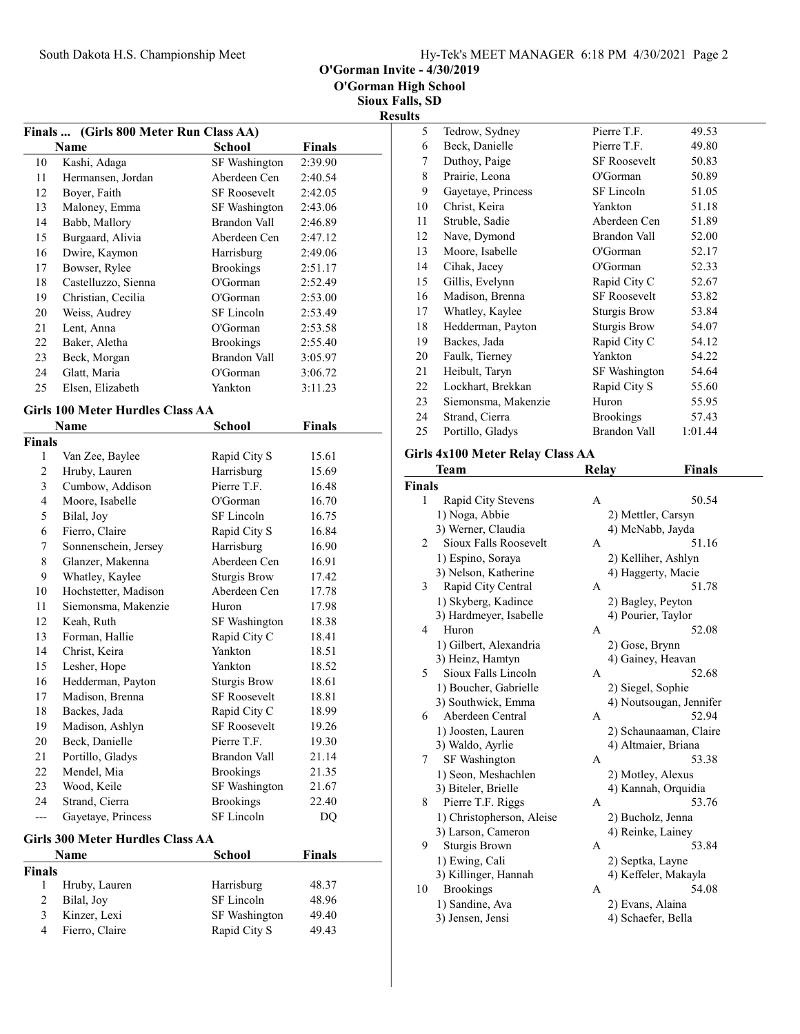## O'Gorman Invite - 4/30/2019
### O'Gorman High School
### Sioux Falls, SD
### Results

**Finals ... (Girls 800 Meter Run Class AA)**

| | Name | School | Finals |
|---|---|---|---|
| 10 | Kashi, Adaga | SF Washington | 2:39.90 |
| 11 | Hermansen, Jordan | Aberdeen Cen | 2:40.54 |
| 12 | Boyer, Faith | SF Roosevelt | 2:42.05 |
| 13 | Maloney, Emma | SF Washington | 2:43.06 |
| 14 | Babb, Mallory | Brandon Vall | 2:46.89 |
| 15 | Burgaard, Alivia | Aberdeen Cen | 2:47.12 |
| 16 | Dwire, Kaymon | Harrisburg | 2:49.06 |
| 17 | Bowser, Rylee | Brookings | 2:51.17 |
| 18 | Castelluzzo, Sienna | O'Gorman | 2:52.49 |
| 19 | Christian, Cecilia | O'Gorman | 2:53.00 |
| 20 | Weiss, Audrey | SF Lincoln | 2:53.49 |
| 21 | Lent, Anna | O'Gorman | 2:53.58 |
| 22 | Baker, Aletha | Brookings | 2:55.40 |
| 23 | Beck, Morgan | Brandon Vall | 3:05.97 |
| 24 | Glatt, Maria | O'Gorman | 3:06.72 |
| 25 | Elsen, Elizabeth | Yankton | 3:11.23 |

**Girls 100 Meter Hurdles Class AA**

| | Name | School | Finals |
|---|---|---|---|
| **Finals** | | | |
| 1 | Van Zee, Baylee | Rapid City S | 15.61 |
| 2 | Hruby, Lauren | Harrisburg | 15.69 |
| 3 | Cumbow, Addison | Pierre T.F. | 16.48 |
| 4 | Moore, Isabelle | O'Gorman | 16.70 |
| 5 | Bilal, Joy | SF Lincoln | 16.75 |
| 6 | Fierro, Claire | Rapid City S | 16.84 |
| 7 | Sonnenschein, Jersey | Harrisburg | 16.90 |
| 8 | Glanzer, Makenna | Aberdeen Cen | 16.91 |
| 9 | Whatley, Kaylee | Sturgis Brow | 17.42 |
| 10 | Hochstetter, Madison | Aberdeen Cen | 17.78 |
| 11 | Siemonsma, Makenzie | Huron | 17.98 |
| 12 | Keah, Ruth | SF Washington | 18.38 |
| 13 | Forman, Hallie | Rapid City C | 18.41 |
| 14 | Christ, Keira | Yankton | 18.51 |
| 15 | Lesher, Hope | Yankton | 18.52 |
| 16 | Hedderman, Payton | Sturgis Brow | 18.61 |
| 17 | Madison, Brenna | SF Roosevelt | 18.81 |
| 18 | Backes, Jada | Rapid City C | 18.99 |
| 19 | Madison, Ashlyn | SF Roosevelt | 19.26 |
| 20 | Beck, Danielle | Pierre T.F. | 19.30 |
| 21 | Portillo, Gladys | Brandon Vall | 21.14 |
| 22 | Mendel, Mia | Brookings | 21.35 |
| 23 | Wood, Keile | SF Washington | 21.67 |
| 24 | Strand, Cierra | Brookings | 22.40 |
| --- | Gayetaye, Princess | SF Lincoln | DQ |

**Girls 300 Meter Hurdles Class AA**

| | Name | School | Finals |
|---|---|---|---|
| **Finals** | | | |
| 1 | Hruby, Lauren | Harrisburg | 48.37 |
| 2 | Bilal, Joy | SF Lincoln | 48.96 |
| 3 | Kinzer, Lexi | SF Washington | 49.40 |
| 4 | Fierro, Claire | Rapid City S | 49.43 |
| 5 | Tedrow, Sydney | Pierre T.F. | 49.53 |
| 6 | Beck, Danielle | Pierre T.F. | 49.80 |
| 7 | Duthoy, Paige | SF Roosevelt | 50.83 |
| 8 | Prairie, Leona | O'Gorman | 50.89 |
| 9 | Gayetaye, Princess | SF Lincoln | 51.05 |
| 10 | Christ, Keira | Yankton | 51.18 |
| 11 | Struble, Sadie | Aberdeen Cen | 51.89 |
| 12 | Nave, Dymond | Brandon Vall | 52.00 |
| 13 | Moore, Isabelle | O'Gorman | 52.17 |
| 14 | Cihak, Jacey | O'Gorman | 52.33 |
| 15 | Gillis, Evelynn | Rapid City C | 52.67 |
| 16 | Madison, Brenna | SF Roosevelt | 53.82 |
| 17 | Whatley, Kaylee | Sturgis Brow | 53.84 |
| 18 | Hedderman, Payton | Sturgis Brow | 54.07 |
| 19 | Backes, Jada | Rapid City C | 54.12 |
| 20 | Faulk, Tierney | Yankton | 54.22 |
| 21 | Heibult, Taryn | SF Washington | 54.64 |
| 22 | Lockhart, Brekkan | Rapid City S | 55.60 |
| 23 | Siemonsma, Makenzie | Huron | 55.95 |
| 24 | Strand, Cierra | Brookings | 57.43 |
| 25 | Portillo, Gladys | Brandon Vall | 1:01.44 |

**Girls 4x100 Meter Relay Class AA**

| | Team | Relay | Finals |
|---|---|---|---|
| **Finals** | | | |
| 1 | Rapid City Stevens | A | 50.54 |
| | 1) Noga, Abbie | 2) Mettler, Carsyn | |
| | 3) Werner, Claudia | 4) McNabb, Jayda | |
| 2 | Sioux Falls Roosevelt | A | 51.16 |
| | 1) Espino, Soraya | 2) Kelliher, Ashlyn | |
| | 3) Nelson, Katherine | 4) Haggerty, Macie | |
| 3 | Rapid City Central | A | 51.78 |
| | 1) Skyberg, Kadince | 2) Bagley, Peyton | |
| | 3) Hardmeyer, Isabelle | 4) Pourier, Taylor | |
| 4 | Huron | A | 52.08 |
| | 1) Gilbert, Alexandria | 2) Gose, Brynn | |
| | 3) Heinz, Hamtyn | 4) Gainey, Heavan | |
| 5 | Sioux Falls Lincoln | A | 52.68 |
| | 1) Boucher, Gabrielle | 2) Siegel, Sophie | |
| | 3) Southwick, Emma | 4) Noutsougan, Jennifer | |
| 6 | Aberdeen Central | A | 52.94 |
| | 1) Joosten, Lauren | 2) Schaunaaman, Claire | |
| | 3) Waldo, Ayrlie | 4) Altmaier, Briana | |
| 7 | SF Washington | A | 53.38 |
| | 1) Seon, Meshachlen | 2) Motley, Alexus | |
| | 3) Biteler, Brielle | 4) Kannah, Orquidia | |
| 8 | Pierre T.F. Riggs | A | 53.76 |
| | 1) Christopherson, Aleise | 2) Bucholz, Jenna | |
| | 3) Larson, Cameron | 4) Reinke, Lainey | |
| 9 | Sturgis Brown | A | 53.84 |
| | 1) Ewing, Cali | 2) Septka, Layne | |
| | 3) Killinger, Hannah | 4) Keffeler, Makayla | |
| 10 | Brookings | A | 54.08 |
| | 1) Sandine, Ava | 2) Evans, Alaina | |
| | 3) Jensen, Jensi | 4) Schaefer, Bella | |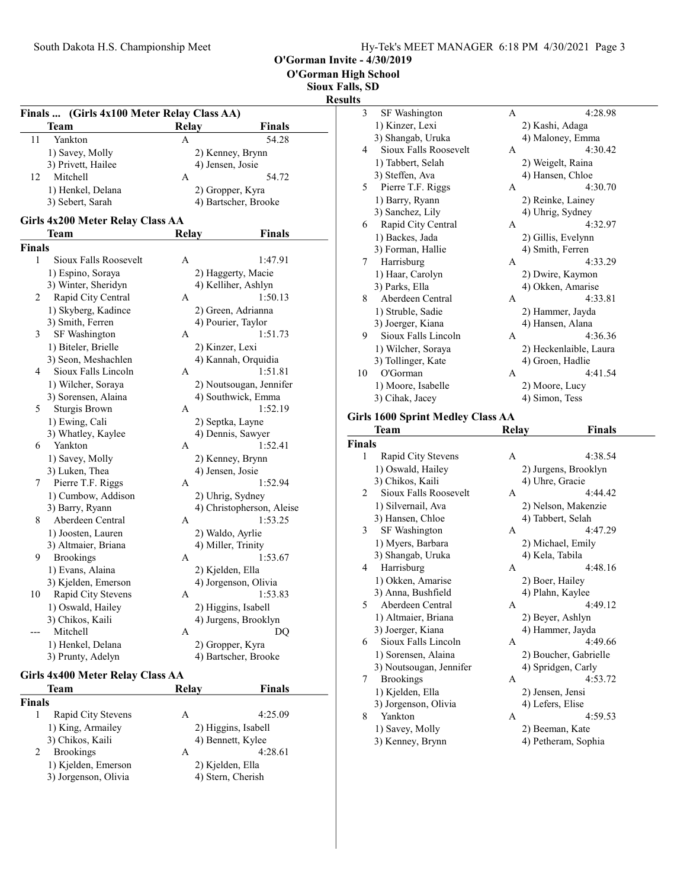# O'Gorman Invite - 4/30/2019

**O'Gorman High School**
**Sioux Falls, SD**

## Results

### Finals ... (Girls 4x100 Meter Relay Class AA)

| | Team | Relay | Finals |
|---|---|---|---|
| 11 | Yankton | A | 54.28 |
| | 1) Savey, Molly | 2) Kenney, Brynn | |
| | 3) Privett, Hailee | 4) Jensen, Josie | |
| 12 | Mitchell | A | 54.72 |
| | 1) Henkel, Delana | 2) Gropper, Kyra | |
| | 3) Sebert, Sarah | 4) Bartscher, Brooke | |

### Girls 4x200 Meter Relay Class AA

| | Team | Relay | Finals |
|---|---|---|---|
| **Finals** | | | |
| 1 | Sioux Falls Roosevelt | A | 1:47.91 |
| | 1) Espino, Soraya | 2) Haggerty, Macie | |
| | 3) Winter, Sheridyn | 4) Kelliher, Ashlyn | |
| 2 | Rapid City Central | A | 1:50.13 |
| | 1) Skyberg, Kadince | 2) Green, Adrianna | |
| | 3) Smith, Ferren | 4) Pourier, Taylor | |
| 3 | SF Washington | A | 1:51.73 |
| | 1) Biteler, Brielle | 2) Kinzer, Lexi | |
| | 3) Seon, Meshachlen | 4) Kannah, Orquidia | |
| 4 | Sioux Falls Lincoln | A | 1:51.81 |
| | 1) Wilcher, Soraya | 2) Noutsougan, Jennifer | |
| | 3) Sorensen, Alaina | 4) Southwick, Emma | |
| 5 | Sturgis Brown | A | 1:52.19 |
| | 1) Ewing, Cali | 2) Septka, Layne | |
| | 3) Whatley, Kaylee | 4) Dennis, Sawyer | |
| 6 | Yankton | A | 1:52.41 |
| | 1) Savey, Molly | 2) Kenney, Brynn | |
| | 3) Luken, Thea | 4) Jensen, Josie | |
| 7 | Pierre T.F. Riggs | A | 1:52.94 |
| | 1) Cumbow, Addison | 2) Uhrig, Sydney | |
| | 3) Barry, Ryann | 4) Christopherson, Aleise | |
| 8 | Aberdeen Central | A | 1:53.25 |
| | 1) Joosten, Lauren | 2) Waldo, Ayrlie | |
| | 3) Altmaier, Briana | 4) Miller, Trinity | |
| 9 | Brookings | A | 1:53.67 |
| | 1) Evans, Alaina | 2) Kjelden, Ella | |
| | 3) Kjelden, Emerson | 4) Jorgenson, Olivia | |
| 10 | Rapid City Stevens | A | 1:53.83 |
| | 1) Oswald, Hailey | 2) Higgins, Isabell | |
| | 3) Chikos, Kaili | 4) Jurgens, Brooklyn | |
| --- | Mitchell | A | DQ |
| | 1) Henkel, Delana | 2) Gropper, Kyra | |
| | 3) Prunty, Adelyn | 4) Bartscher, Brooke | |

### Girls 4x400 Meter Relay Class AA

| | Team | Relay | Finals |
|---|---|---|---|
| **Finals** | | | |
| 1 | Rapid City Stevens | A | 4:25.09 |
| | 1) King, Armailey | 2) Higgins, Isabell | |
| | 3) Chikos, Kaili | 4) Bennett, Kylee | |
| 2 | Brookings | A | 4:28.61 |
| | 1) Kjelden, Emerson | 2) Kjelden, Ella | |
| | 3) Jorgenson, Olivia | 4) Stern, Cherish | |
| 3 | SF Washington | A | 4:28.98 |
| | 1) Kinzer, Lexi | 2) Kashi, Adaga | |
| | 3) Shangab, Uruka | 4) Maloney, Emma | |
| 4 | Sioux Falls Roosevelt | A | 4:30.42 |
| | 1) Tabbert, Selah | 2) Weigelt, Raina | |
| | 3) Steffen, Ava | 4) Hansen, Chloe | |
| 5 | Pierre T.F. Riggs | A | 4:30.70 |
| | 1) Barry, Ryann | 2) Reinke, Lainey | |
| | 3) Sanchez, Lily | 4) Uhrig, Sydney | |
| 6 | Rapid City Central | A | 4:32.97 |
| | 1) Backes, Jada | 2) Gillis, Evelynn | |
| | 3) Forman, Hallie | 4) Smith, Ferren | |
| 7 | Harrisburg | A | 4:33.29 |
| | 1) Haar, Carolyn | 2) Dwire, Kaymon | |
| | 3) Parks, Ella | 4) Okken, Amarise | |
| 8 | Aberdeen Central | A | 4:33.81 |
| | 1) Struble, Sadie | 2) Hammer, Jayda | |
| | 3) Joerger, Kiana | 4) Hansen, Alana | |
| 9 | Sioux Falls Lincoln | A | 4:36.36 |
| | 1) Wilcher, Soraya | 2) Heckenlaible, Laura | |
| | 3) Tollinger, Kate | 4) Groen, Hadlie | |
| 10 | O'Gorman | A | 4:41.54 |
| | 1) Moore, Isabelle | 2) Moore, Lucy | |
| | 3) Cihak, Jacey | 4) Simon, Tess | |

### Girls 1600 Sprint Medley Class AA

| | Team | Relay | Finals |
|---|---|---|---|
| **Finals** | | | |
| 1 | Rapid City Stevens | A | 4:38.54 |
| | 1) Oswald, Hailey | 2) Jurgens, Brooklyn | |
| | 3) Chikos, Kaili | 4) Uhre, Gracie | |
| 2 | Sioux Falls Roosevelt | A | 4:44.42 |
| | 1) Silvernail, Ava | 2) Nelson, Makenzie | |
| | 3) Hansen, Chloe | 4) Tabbert, Selah | |
| 3 | SF Washington | A | 4:47.29 |
| | 1) Myers, Barbara | 2) Michael, Emily | |
| | 3) Shangab, Uruka | 4) Kela, Tabila | |
| 4 | Harrisburg | A | 4:48.16 |
| | 1) Okken, Amarise | 2) Boer, Hailey | |
| | 3) Anna, Bushfield | 4) Plahn, Kaylee | |
| 5 | Aberdeen Central | A | 4:49.12 |
| | 1) Altmaier, Briana | 2) Beyer, Ashlyn | |
| | 3) Joerger, Kiana | 4) Hammer, Jayda | |
| 6 | Sioux Falls Lincoln | A | 4:49.66 |
| | 1) Sorensen, Alaina | 2) Boucher, Gabrielle | |
| | 3) Noutsougan, Jennifer | 4) Spridgen, Carly | |
| 7 | Brookings | A | 4:53.72 |
| | 1) Kjelden, Ella | 2) Jensen, Jensi | |
| | 3) Jorgenson, Olivia | 4) Lefers, Elise | |
| 8 | Yankton | A | 4:59.53 |
| | 1) Savey, Molly | 2) Beeman, Kate | |
| | 3) Kenney, Brynn | 4) Petheram, Sophia | |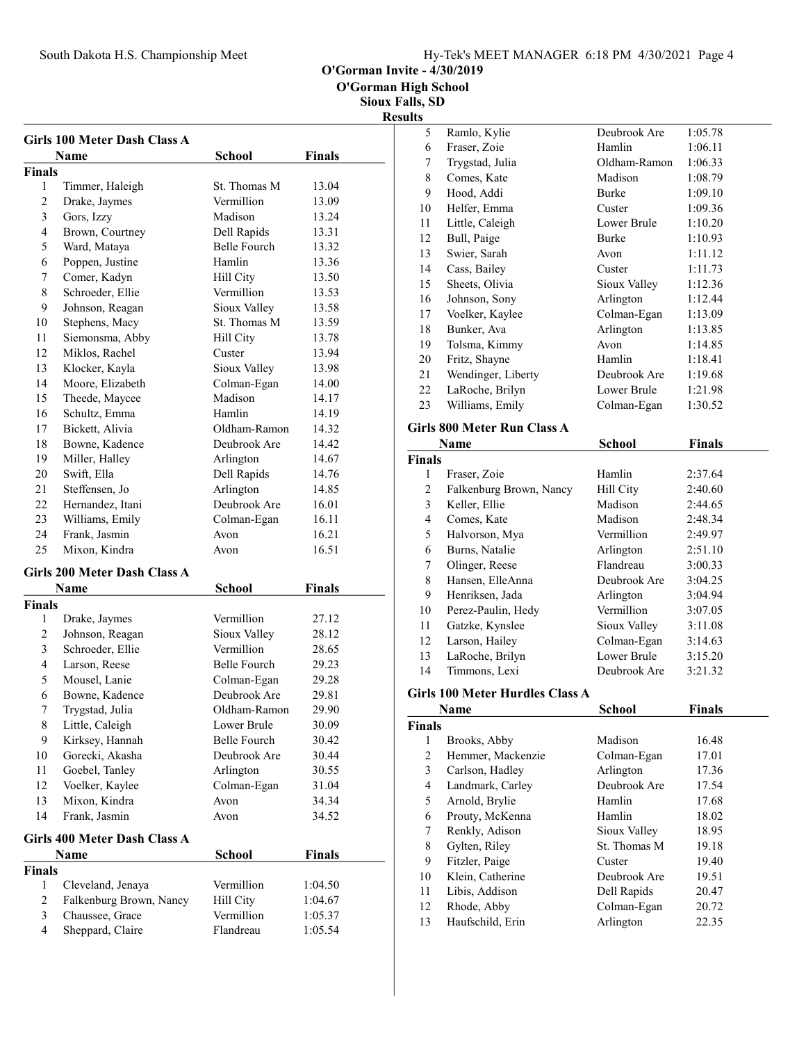O'Gorman Invite - 4/30/2019

O'Gorman High School

Sioux Falls, SD

Results

### Girls 100 Meter Dash Class A

| | Name | School | Finals |
|---|---|---|---|
| **Finals** | | | |
| 1 | Timmer, Haleigh | St. Thomas M | 13.04 |
| 2 | Drake, Jaymes | Vermillion | 13.09 |
| 3 | Gors, Izzy | Madison | 13.24 |
| 4 | Brown, Courtney | Dell Rapids | 13.31 |
| 5 | Ward, Mataya | Belle Fourch | 13.32 |
| 6 | Poppen, Justine | Hamlin | 13.36 |
| 7 | Comer, Kadyn | Hill City | 13.50 |
| 8 | Schroeder, Ellie | Vermillion | 13.53 |
| 9 | Johnson, Reagan | Sioux Valley | 13.58 |
| 10 | Stephens, Macy | St. Thomas M | 13.59 |
| 11 | Siemonsma, Abby | Hill City | 13.78 |
| 12 | Miklos, Rachel | Custer | 13.94 |
| 13 | Klocker, Kayla | Sioux Valley | 13.98 |
| 14 | Moore, Elizabeth | Colman-Egan | 14.00 |
| 15 | Theede, Maycee | Madison | 14.17 |
| 16 | Schultz, Emma | Hamlin | 14.19 |
| 17 | Bickett, Alivia | Oldham-Ramon | 14.32 |
| 18 | Bowne, Kadence | Deubrook Are | 14.42 |
| 19 | Miller, Halley | Arlington | 14.67 |
| 20 | Swift, Ella | Dell Rapids | 14.76 |
| 21 | Steffensen, Jo | Arlington | 14.85 |
| 22 | Hernandez, Itani | Deubrook Are | 16.01 |
| 23 | Williams, Emily | Colman-Egan | 16.11 |
| 24 | Frank, Jasmin | Avon | 16.21 |
| 25 | Mixon, Kindra | Avon | 16.51 |

### Girls 200 Meter Dash Class A

| | Name | School | Finals |
|---|---|---|---|
| **Finals** | | | |
| 1 | Drake, Jaymes | Vermillion | 27.12 |
| 2 | Johnson, Reagan | Sioux Valley | 28.12 |
| 3 | Schroeder, Ellie | Vermillion | 28.65 |
| 4 | Larson, Reese | Belle Fourch | 29.23 |
| 5 | Mousel, Lanie | Colman-Egan | 29.28 |
| 6 | Bowne, Kadence | Deubrook Are | 29.81 |
| 7 | Trygstad, Julia | Oldham-Ramon | 29.90 |
| 8 | Little, Caleigh | Lower Brule | 30.09 |
| 9 | Kirksey, Hannah | Belle Fourch | 30.42 |
| 10 | Gorecki, Akasha | Deubrook Are | 30.44 |
| 11 | Goebel, Tanley | Arlington | 30.55 |
| 12 | Voelker, Kaylee | Colman-Egan | 31.04 |
| 13 | Mixon, Kindra | Avon | 34.34 |
| 14 | Frank, Jasmin | Avon | 34.52 |

### Girls 400 Meter Dash Class A

| | Name | School | Finals |
|---|---|---|---|
| **Finals** | | | |
| 1 | Cleveland, Jenaya | Vermillion | 1:04.50 |
| 2 | Falkenburg Brown, Nancy | Hill City | 1:04.67 |
| 3 | Chaussee, Grace | Vermillion | 1:05.37 |
| 4 | Sheppard, Claire | Flandreau | 1:05.54 |
| 5 | Ramlo, Kylie | Deubrook Are | 1:05.78 |
| 6 | Fraser, Zoie | Hamlin | 1:06.11 |
| 7 | Trygstad, Julia | Oldham-Ramon | 1:06.33 |
| 8 | Comes, Kate | Madison | 1:08.79 |
| 9 | Hood, Addi | Burke | 1:09.10 |
| 10 | Helfer, Emma | Custer | 1:09.36 |
| 11 | Little, Caleigh | Lower Brule | 1:10.20 |
| 12 | Bull, Paige | Burke | 1:10.93 |
| 13 | Swier, Sarah | Avon | 1:11.12 |
| 14 | Cass, Bailey | Custer | 1:11.73 |
| 15 | Sheets, Olivia | Sioux Valley | 1:12.36 |
| 16 | Johnson, Sony | Arlington | 1:12.44 |
| 17 | Voelker, Kaylee | Colman-Egan | 1:13.09 |
| 18 | Bunker, Ava | Arlington | 1:13.85 |
| 19 | Tolsma, Kimmy | Avon | 1:14.85 |
| 20 | Fritz, Shayne | Hamlin | 1:18.41 |
| 21 | Wendinger, Liberty | Deubrook Are | 1:19.68 |
| 22 | LaRoche, Brilyn | Lower Brule | 1:21.98 |
| 23 | Williams, Emily | Colman-Egan | 1:30.52 |

### Girls 800 Meter Run Class A

| | Name | School | Finals |
|---|---|---|---|
| **Finals** | | | |
| 1 | Fraser, Zoie | Hamlin | 2:37.64 |
| 2 | Falkenburg Brown, Nancy | Hill City | 2:40.60 |
| 3 | Keller, Ellie | Madison | 2:44.65 |
| 4 | Comes, Kate | Madison | 2:48.34 |
| 5 | Halvorson, Mya | Vermillion | 2:49.97 |
| 6 | Burns, Natalie | Arlington | 2:51.10 |
| 7 | Olinger, Reese | Flandreau | 3:00.33 |
| 8 | Hansen, ElleAnna | Deubrook Are | 3:04.25 |
| 9 | Henriksen, Jada | Arlington | 3:04.94 |
| 10 | Perez-Paulin, Hedy | Vermillion | 3:07.05 |
| 11 | Gatzke, Kynslee | Sioux Valley | 3:11.08 |
| 12 | Larson, Hailey | Colman-Egan | 3:14.63 |
| 13 | LaRoche, Brilyn | Lower Brule | 3:15.20 |
| 14 | Timmons, Lexi | Deubrook Are | 3:21.32 |

### Girls 100 Meter Hurdles Class A

| | Name | School | Finals |
|---|---|---|---|
| **Finals** | | | |
| 1 | Brooks, Abby | Madison | 16.48 |
| 2 | Hemmer, Mackenzie | Colman-Egan | 17.01 |
| 3 | Carlson, Hadley | Arlington | 17.36 |
| 4 | Landmark, Carley | Deubrook Are | 17.54 |
| 5 | Arnold, Brylie | Hamlin | 17.68 |
| 6 | Prouty, McKenna | Hamlin | 18.02 |
| 7 | Renkly, Adison | Sioux Valley | 18.95 |
| 8 | Gylten, Riley | St. Thomas M | 19.18 |
| 9 | Fitzler, Paige | Custer | 19.40 |
| 10 | Klein, Catherine | Deubrook Are | 19.51 |
| 11 | Libis, Addison | Dell Rapids | 20.47 |
| 12 | Rhode, Abby | Colman-Egan | 20.72 |
| 13 | Haufschild, Erin | Arlington | 22.35 |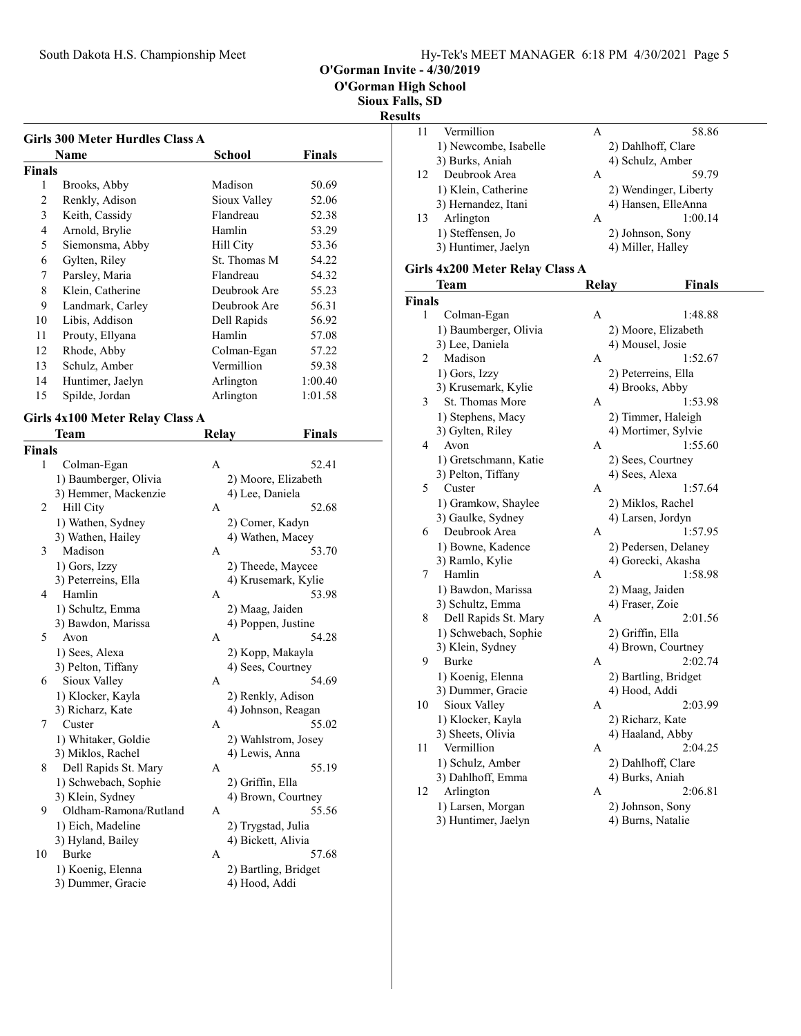O'Gorman Invite - 4/30/2019
O'Gorman High School
Sioux Falls, SD
Results

### Girls 300 Meter Hurdles Class A

| | Name | School | Finals |
|---|---|---|---|
| **Finals** | | | |
| 1 | Brooks, Abby | Madison | 50.69 |
| 2 | Renkly, Adison | Sioux Valley | 52.06 |
| 3 | Keith, Cassidy | Flandreau | 52.38 |
| 4 | Arnold, Brylie | Hamlin | 53.29 |
| 5 | Siemonsma, Abby | Hill City | 53.36 |
| 6 | Gylten, Riley | St. Thomas M | 54.22 |
| 7 | Parsley, Maria | Flandreau | 54.32 |
| 8 | Klein, Catherine | Deubrook Are | 55.23 |
| 9 | Landmark, Carley | Deubrook Are | 56.31 |
| 10 | Libis, Addison | Dell Rapids | 56.92 |
| 11 | Prouty, Ellyana | Hamlin | 57.08 |
| 12 | Rhode, Abby | Colman-Egan | 57.22 |
| 13 | Schulz, Amber | Vermillion | 59.38 |
| 14 | Huntimer, Jaelyn | Arlington | 1:00.40 |
| 15 | Spilde, Jordan | Arlington | 1:01.58 |

### Girls 4x100 Meter Relay Class A

| | Team | Relay | Finals |
|---|---|---|---|
| **Finals** | | | |
| 1 | Colman-Egan | A | 52.41 |
| | 1) Baumberger, Olivia | 2) Moore, Elizabeth | |
| | 3) Hemmer, Mackenzie | 4) Lee, Daniela | |
| 2 | Hill City | A | 52.68 |
| | 1) Wathen, Sydney | 2) Comer, Kadyn | |
| | 3) Wathen, Hailey | 4) Wathen, Macey | |
| 3 | Madison | A | 53.70 |
| | 1) Gors, Izzy | 2) Theede, Maycee | |
| | 3) Peterreins, Ella | 4) Krusemark, Kylie | |
| 4 | Hamlin | A | 53.98 |
| | 1) Schultz, Emma | 2) Maag, Jaiden | |
| | 3) Bawdon, Marissa | 4) Poppen, Justine | |
| 5 | Avon | A | 54.28 |
| | 1) Sees, Alexa | 2) Kopp, Makayla | |
| | 3) Pelton, Tiffany | 4) Sees, Courtney | |
| 6 | Sioux Valley | A | 54.69 |
| | 1) Klocker, Kayla | 2) Renkly, Adison | |
| | 3) Richarz, Kate | 4) Johnson, Reagan | |
| 7 | Custer | A | 55.02 |
| | 1) Whitaker, Goldie | 2) Wahlstrom, Josey | |
| | 3) Miklos, Rachel | 4) Lewis, Anna | |
| 8 | Dell Rapids St. Mary | A | 55.19 |
| | 1) Schwebach, Sophie | 2) Griffin, Ella | |
| | 3) Klein, Sydney | 4) Brown, Courtney | |
| 9 | Oldham-Ramona/Rutland | A | 55.56 |
| | 1) Eich, Madeline | 2) Trygstad, Julia | |
| | 3) Hyland, Bailey | 4) Bickett, Alivia | |
| 10 | Burke | A | 57.68 |
| | 1) Koenig, Elenna | 2) Bartling, Bridget | |
| | 3) Dummer, Gracie | 4) Hood, Addi | |
| 11 | Vermillion | A | 58.86 |
| | 1) Newcombe, Isabelle | 2) Dahlhoff, Clare | |
| | 3) Burks, Aniah | 4) Schulz, Amber | |
| 12 | Deubrook Area | A | 59.79 |
| | 1) Klein, Catherine | 2) Wendinger, Liberty | |
| | 3) Hernandez, Itani | 4) Hansen, ElleAnna | |
| 13 | Arlington | A | 1:00.14 |
| | 1) Steffensen, Jo | 2) Johnson, Sony | |
| | 3) Huntimer, Jaelyn | 4) Miller, Halley | |

### Girls 4x200 Meter Relay Class A

| | Team | Relay | Finals |
|---|---|---|---|
| **Finals** | | | |
| 1 | Colman-Egan | A | 1:48.88 |
| | 1) Baumberger, Olivia | 2) Moore, Elizabeth | |
| | 3) Lee, Daniela | 4) Mousel, Josie | |
| 2 | Madison | A | 1:52.67 |
| | 1) Gors, Izzy | 2) Peterreins, Ella | |
| | 3) Krusemark, Kylie | 4) Brooks, Abby | |
| 3 | St. Thomas More | A | 1:53.98 |
| | 1) Stephens, Macy | 2) Timmer, Haleigh | |
| | 3) Gylten, Riley | 4) Mortimer, Sylvie | |
| 4 | Avon | A | 1:55.60 |
| | 1) Gretschmann, Katie | 2) Sees, Courtney | |
| | 3) Pelton, Tiffany | 4) Sees, Alexa | |
| 5 | Custer | A | 1:57.64 |
| | 1) Gramkow, Shaylee | 2) Miklos, Rachel | |
| | 3) Gaulke, Sydney | 4) Larsen, Jordyn | |
| 6 | Deubrook Area | A | 1:57.95 |
| | 1) Bowne, Kadence | 2) Pedersen, Delaney | |
| | 3) Ramlo, Kylie | 4) Gorecki, Akasha | |
| 7 | Hamlin | A | 1:58.98 |
| | 1) Bawdon, Marissa | 2) Maag, Jaiden | |
| | 3) Schultz, Emma | 4) Fraser, Zoie | |
| 8 | Dell Rapids St. Mary | A | 2:01.56 |
| | 1) Schwebach, Sophie | 2) Griffin, Ella | |
| | 3) Klein, Sydney | 4) Brown, Courtney | |
| 9 | Burke | A | 2:02.74 |
| | 1) Koenig, Elenna | 2) Bartling, Bridget | |
| | 3) Dummer, Gracie | 4) Hood, Addi | |
| 10 | Sioux Valley | A | 2:03.99 |
| | 1) Klocker, Kayla | 2) Richarz, Kate | |
| | 3) Sheets, Olivia | 4) Haaland, Abby | |
| 11 | Vermillion | A | 2:04.25 |
| | 1) Schulz, Amber | 2) Dahlhoff, Clare | |
| | 3) Dahlhoff, Emma | 4) Burks, Aniah | |
| 12 | Arlington | A | 2:06.81 |
| | 1) Larsen, Morgan | 2) Johnson, Sony | |
| | 3) Huntimer, Jaelyn | 4) Burns, Natalie | |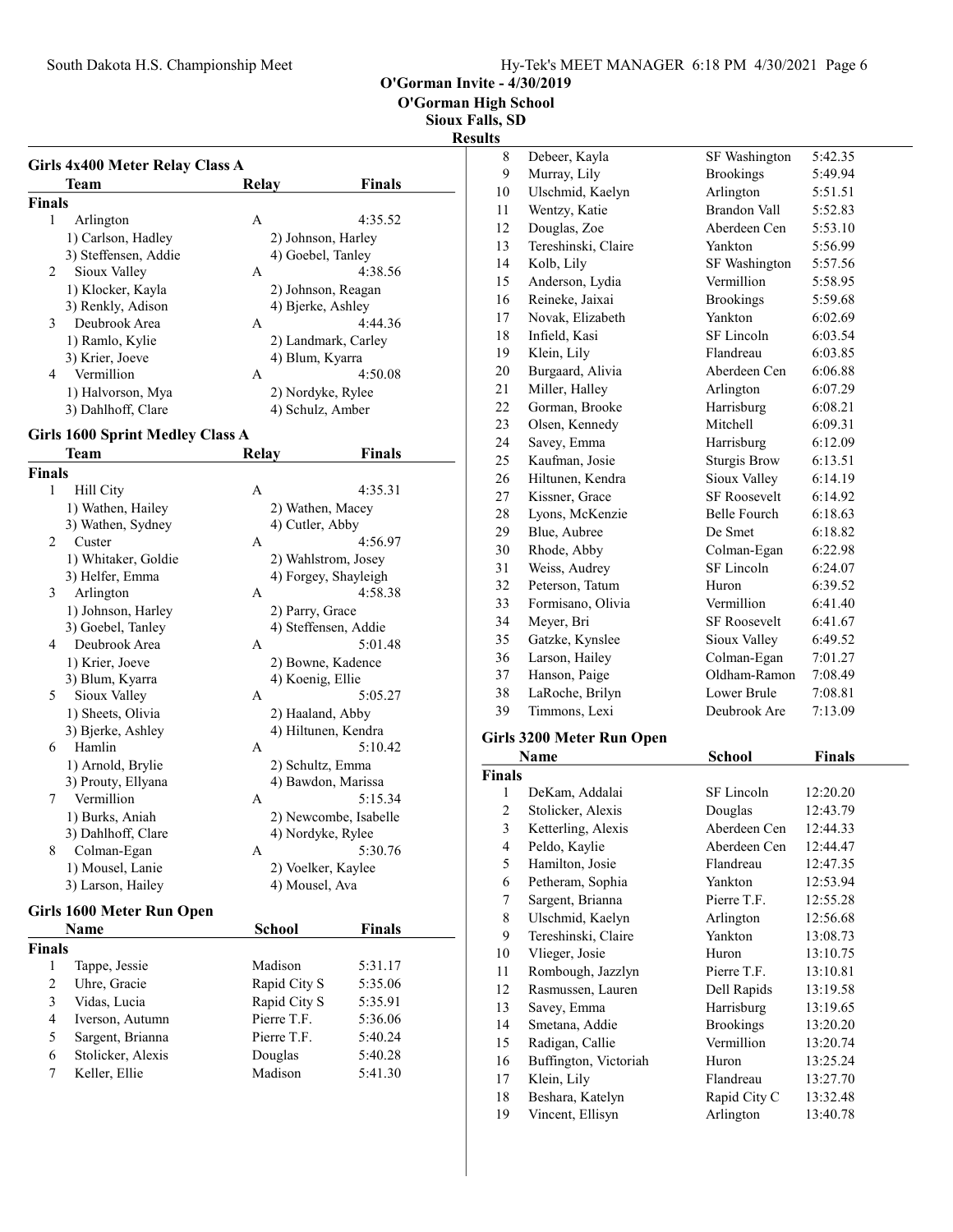## O'Gorman Invite - 4/30/2019

**O'Gorman High School**
**Sioux Falls, SD**
**Results**

### Girls 4x400 Meter Relay Class A

| | Team | Relay | Finals |
|---|---|---|---|
| **Finals** | | | |
| 1 | Arlington | A | 4:35.52 |
| | 1) Carlson, Hadley | 2) Johnson, Harley | |
| | 3) Steffensen, Addie | 4) Goebel, Tanley | |
| 2 | Sioux Valley | A | 4:38.56 |
| | 1) Klocker, Kayla | 2) Johnson, Reagan | |
| | 3) Renkly, Adison | 4) Bjerke, Ashley | |
| 3 | Deubrook Area | A | 4:44.36 |
| | 1) Ramlo, Kylie | 2) Landmark, Carley | |
| | 3) Krier, Joeve | 4) Blum, Kyarra | |
| 4 | Vermillion | A | 4:50.08 |
| | 1) Halvorson, Mya | 2) Nordyke, Rylee | |
| | 3) Dahlhoff, Clare | 4) Schulz, Amber | |

### Girls 1600 Sprint Medley Class A

| | Team | Relay | Finals |
|---|---|---|---|
| **Finals** | | | |
| 1 | Hill City | A | 4:35.31 |
| | 1) Wathen, Hailey | 2) Wathen, Macey | |
| | 3) Wathen, Sydney | 4) Cutler, Abby | |
| 2 | Custer | A | 4:56.97 |
| | 1) Whitaker, Goldie | 2) Wahlstrom, Josey | |
| | 3) Helfer, Emma | 4) Forgey, Shayleigh | |
| 3 | Arlington | A | 4:58.38 |
| | 1) Johnson, Harley | 2) Parry, Grace | |
| | 3) Goebel, Tanley | 4) Steffensen, Addie | |
| 4 | Deubrook Area | A | 5:01.48 |
| | 1) Krier, Joeve | 2) Bowne, Kadence | |
| | 3) Blum, Kyarra | 4) Koenig, Ellie | |
| 5 | Sioux Valley | A | 5:05.27 |
| | 1) Sheets, Olivia | 2) Haaland, Abby | |
| | 3) Bjerke, Ashley | 4) Hiltunen, Kendra | |
| 6 | Hamlin | A | 5:10.42 |
| | 1) Arnold, Brylie | 2) Schultz, Emma | |
| | 3) Prouty, Ellyana | 4) Bawdon, Marissa | |
| 7 | Vermillion | A | 5:15.34 |
| | 1) Burks, Aniah | 2) Newcombe, Isabelle | |
| | 3) Dahlhoff, Clare | 4) Nordyke, Rylee | |
| 8 | Colman-Egan | A | 5:30.76 |
| | 1) Mousel, Lanie | 2) Voelker, Kaylee | |
| | 3) Larson, Hailey | 4) Mousel, Ava | |

### Girls 1600 Meter Run Open

| | Name | School | Finals |
|---|---|---|---|
| **Finals** | | | |
| 1 | Tappe, Jessie | Madison | 5:31.17 |
| 2 | Uhre, Gracie | Rapid City S | 5:35.06 |
| 3 | Vidas, Lucia | Rapid City S | 5:35.91 |
| 4 | Iverson, Autumn | Pierre T.F. | 5:36.06 |
| 5 | Sargent, Brianna | Pierre T.F. | 5:40.24 |
| 6 | Stolicker, Alexis | Douglas | 5:40.28 |
| 7 | Keller, Ellie | Madison | 5:41.30 |
| 8 | Debeer, Kayla | SF Washington | 5:42.35 |
| 9 | Murray, Lily | Brookings | 5:49.94 |
| 10 | Ulschmid, Kaelyn | Arlington | 5:51.51 |
| 11 | Wentzy, Katie | Brandon Vall | 5:52.83 |
| 12 | Douglas, Zoe | Aberdeen Cen | 5:53.10 |
| 13 | Tereshinski, Claire | Yankton | 5:56.99 |
| 14 | Kolb, Lily | SF Washington | 5:57.56 |
| 15 | Anderson, Lydia | Vermillion | 5:58.95 |
| 16 | Reineke, Jaixai | Brookings | 5:59.68 |
| 17 | Novak, Elizabeth | Yankton | 6:02.69 |
| 18 | Infield, Kasi | SF Lincoln | 6:03.54 |
| 19 | Klein, Lily | Flandreau | 6:03.85 |
| 20 | Burgaard, Alivia | Aberdeen Cen | 6:06.88 |
| 21 | Miller, Halley | Arlington | 6:07.29 |
| 22 | Gorman, Brooke | Harrisburg | 6:08.21 |
| 23 | Olsen, Kennedy | Mitchell | 6:09.31 |
| 24 | Savey, Emma | Harrisburg | 6:12.09 |
| 25 | Kaufman, Josie | Sturgis Brow | 6:13.51 |
| 26 | Hiltunen, Kendra | Sioux Valley | 6:14.19 |
| 27 | Kissner, Grace | SF Roosevelt | 6:14.92 |
| 28 | Lyons, McKenzie | Belle Fourch | 6:18.63 |
| 29 | Blue, Aubree | De Smet | 6:18.82 |
| 30 | Rhode, Abby | Colman-Egan | 6:22.98 |
| 31 | Weiss, Audrey | SF Lincoln | 6:24.07 |
| 32 | Peterson, Tatum | Huron | 6:39.52 |
| 33 | Formisano, Olivia | Vermillion | 6:41.40 |
| 34 | Meyer, Bri | SF Roosevelt | 6:41.67 |
| 35 | Gatzke, Kynslee | Sioux Valley | 6:49.52 |
| 36 | Larson, Hailey | Colman-Egan | 7:01.27 |
| 37 | Hanson, Paige | Oldham-Ramon | 7:08.49 |
| 38 | LaRoche, Brilyn | Lower Brule | 7:08.81 |
| 39 | Timmons, Lexi | Deubrook Are | 7:13.09 |

### Girls 3200 Meter Run Open

| | Name | School | Finals |
|---|---|---|---|
| **Finals** | | | |
| 1 | DeKam, Addalai | SF Lincoln | 12:20.20 |
| 2 | Stolicker, Alexis | Douglas | 12:43.79 |
| 3 | Ketterling, Alexis | Aberdeen Cen | 12:44.33 |
| 4 | Peldo, Kaylie | Aberdeen Cen | 12:44.47 |
| 5 | Hamilton, Josie | Flandreau | 12:47.35 |
| 6 | Petheram, Sophia | Yankton | 12:53.94 |
| 7 | Sargent, Brianna | Pierre T.F. | 12:55.28 |
| 8 | Ulschmid, Kaelyn | Arlington | 12:56.68 |
| 9 | Tereshinski, Claire | Yankton | 13:08.73 |
| 10 | Vlieger, Josie | Huron | 13:10.75 |
| 11 | Rombough, Jazzlyn | Pierre T.F. | 13:10.81 |
| 12 | Rasmussen, Lauren | Dell Rapids | 13:19.58 |
| 13 | Savey, Emma | Harrisburg | 13:19.65 |
| 14 | Smetana, Addie | Brookings | 13:20.20 |
| 15 | Radigan, Callie | Vermillion | 13:20.74 |
| 16 | Buffington, Victoriah | Huron | 13:25.24 |
| 17 | Klein, Lily | Flandreau | 13:27.70 |
| 18 | Beshara, Katelyn | Rapid City C | 13:32.48 |
| 19 | Vincent, Ellisyn | Arlington | 13:40.78 |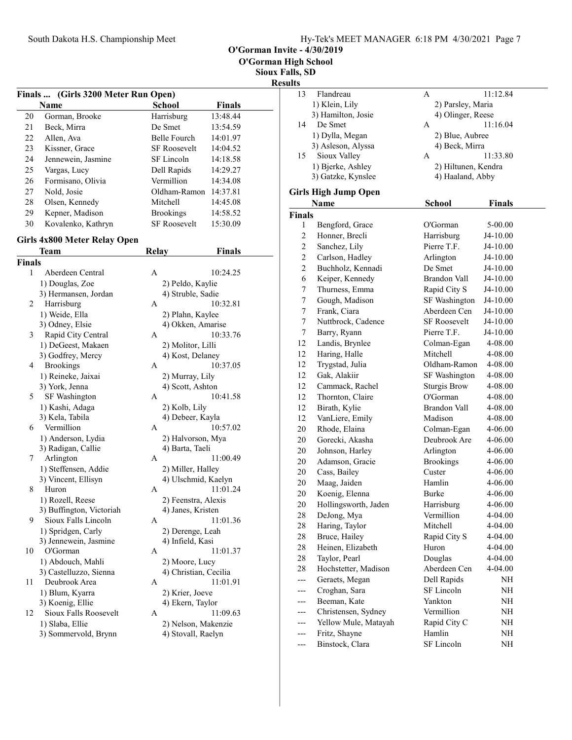## O'Gorman Invite - 4/30/2019

### O'Gorman High School

### Sioux Falls, SD

### Results

#### Finals ... (Girls 3200 Meter Run Open)

| | Name | School | Finals |
|---|---|---|---|
| 20 | Gorman, Brooke | Harrisburg | 13:48.44 |
| 21 | Beck, Mirra | De Smet | 13:54.59 |
| 22 | Allen, Ava | Belle Fourch | 14:01.97 |
| 23 | Kissner, Grace | SF Roosevelt | 14:04.52 |
| 24 | Jennewein, Jasmine | SF Lincoln | 14:18.58 |
| 25 | Vargas, Lucy | Dell Rapids | 14:29.27 |
| 26 | Formisano, Olivia | Vermillion | 14:34.08 |
| 27 | Nold, Josie | Oldham-Ramon | 14:37.81 |
| 28 | Olsen, Kennedy | Mitchell | 14:45.08 |
| 29 | Kepner, Madison | Brookings | 14:58.52 |
| 30 | Kovalenko, Kathryn | SF Roosevelt | 15:30.09 |

#### Girls 4x800 Meter Relay Open

| | Team | Relay | Finals |
|---|---|---|---|
| **Finals** | | | |
| 1 | Aberdeen Central | A | 10:24.25 |
| | 1) Douglas, Zoe | 2) Peldo, Kaylie | |
| | 3) Hermansen, Jordan | 4) Struble, Sadie | |
| 2 | Harrisburg | A | 10:32.81 |
| | 1) Weide, Ella | 2) Plahn, Kaylee | |
| | 3) Odney, Elsie | 4) Okken, Amarise | |
| 3 | Rapid City Central | A | 10:33.76 |
| | 1) DeGeest, Makaen | 2) Molitor, Lilli | |
| | 3) Godfrey, Mercy | 4) Kost, Delaney | |
| 4 | Brookings | A | 10:37.05 |
| | 1) Reineke, Jaixai | 2) Murray, Lily | |
| | 3) York, Jenna | 4) Scott, Ashton | |
| 5 | SF Washington | A | 10:41.58 |
| | 1) Kashi, Adaga | 2) Kolb, Lily | |
| | 3) Kela, Tabila | 4) Debeer, Kayla | |
| 6 | Vermillion | A | 10:57.02 |
| | 1) Anderson, Lydia | 2) Halvorson, Mya | |
| | 3) Radigan, Callie | 4) Barta, Taeli | |
| 7 | Arlington | A | 11:00.49 |
| | 1) Steffensen, Addie | 2) Miller, Halley | |
| | 3) Vincent, Ellisyn | 4) Ulschmid, Kaelyn | |
| 8 | Huron | A | 11:01.24 |
| | 1) Rozell, Reese | 2) Feenstra, Alexis | |
| | 3) Buffington, Victoriah | 4) Janes, Kristen | |
| 9 | Sioux Falls Lincoln | A | 11:01.36 |
| | 1) Spridgen, Carly | 2) Derenge, Leah | |
| | 3) Jennewein, Jasmine | 4) Infield, Kasi | |
| 10 | O'Gorman | A | 11:01.37 |
| | 1) Abdouch, Mahli | 2) Moore, Lucy | |
| | 3) Castelluzzo, Sienna | 4) Christian, Cecilia | |
| 11 | Deubrook Area | A | 11:01.91 |
| | 1) Blum, Kyarra | 2) Krier, Joeve | |
| | 3) Koenig, Ellie | 4) Ekern, Taylor | |
| 12 | Sioux Falls Roosevelt | A | 11:09.63 |
| | 1) Slaba, Ellie | 2) Nelson, Makenzie | |
| | 3) Sommervold, Brynn | 4) Stovall, Raelyn | |
| 13 | Flandreau | A | 11:12.84 |
| | 1) Klein, Lily | 2) Parsley, Maria | |
| | 3) Hamilton, Josie | 4) Olinger, Reese | |
| 14 | De Smet | A | 11:16.04 |
| | 1) Dylla, Megan | 2) Blue, Aubree | |
| | 3) Asleson, Alyssa | 4) Beck, Mirra | |
| 15 | Sioux Valley | A | 11:33.80 |
| | 1) Bjerke, Ashley | 2) Hiltunen, Kendra | |
| | 3) Gatzke, Kynslee | 4) Haaland, Abby | |

#### Girls High Jump Open

| | Name | School | Finals |
|---|---|---|---|
| **Finals** | | | |
| 1 | Bengford, Grace | O'Gorman | 5-00.00 |
| 2 | Honner, Brecli | Harrisburg | J4-10.00 |
| 2 | Sanchez, Lily | Pierre T.F. | J4-10.00 |
| 2 | Carlson, Hadley | Arlington | J4-10.00 |
| 2 | Buchholz, Kennadi | De Smet | J4-10.00 |
| 6 | Keiper, Kennedy | Brandon Vall | J4-10.00 |
| 7 | Thurness, Emma | Rapid City S | J4-10.00 |
| 7 | Gough, Madison | SF Washington | J4-10.00 |
| 7 | Frank, Ciara | Aberdeen Cen | J4-10.00 |
| 7 | Nuttbrock, Cadence | SF Roosevelt | J4-10.00 |
| 7 | Barry, Ryann | Pierre T.F. | J4-10.00 |
| 12 | Landis, Brynlee | Colman-Egan | 4-08.00 |
| 12 | Haring, Halle | Mitchell | 4-08.00 |
| 12 | Trygstad, Julia | Oldham-Ramon | 4-08.00 |
| 12 | Gak, Alakiir | SF Washington | 4-08.00 |
| 12 | Cammack, Rachel | Sturgis Brow | 4-08.00 |
| 12 | Thornton, Claire | O'Gorman | 4-08.00 |
| 12 | Birath, Kylie | Brandon Vall | 4-08.00 |
| 12 | VanLiere, Emily | Madison | 4-08.00 |
| 20 | Rhode, Elaina | Colman-Egan | 4-06.00 |
| 20 | Gorecki, Akasha | Deubrook Are | 4-06.00 |
| 20 | Johnson, Harley | Arlington | 4-06.00 |
| 20 | Adamson, Gracie | Brookings | 4-06.00 |
| 20 | Cass, Bailey | Custer | 4-06.00 |
| 20 | Maag, Jaiden | Hamlin | 4-06.00 |
| 20 | Koenig, Elenna | Burke | 4-06.00 |
| 20 | Hollingsworth, Jaden | Harrisburg | 4-06.00 |
| 28 | DeJong, Mya | Vermillion | 4-04.00 |
| 28 | Haring, Taylor | Mitchell | 4-04.00 |
| 28 | Bruce, Hailey | Rapid City S | 4-04.00 |
| 28 | Heinen, Elizabeth | Huron | 4-04.00 |
| 28 | Taylor, Pearl | Douglas | 4-04.00 |
| 28 | Hochstetter, Madison | Aberdeen Cen | 4-04.00 |
| --- | Geraets, Megan | Dell Rapids | NH |
| --- | Croghan, Sara | SF Lincoln | NH |
| --- | Beeman, Kate | Yankton | NH |
| --- | Christensen, Sydney | Vermillion | NH |
| --- | Yellow Mule, Matayah | Rapid City C | NH |
| --- | Fritz, Shayne | Hamlin | NH |
| --- | Binstock, Clara | SF Lincoln | NH |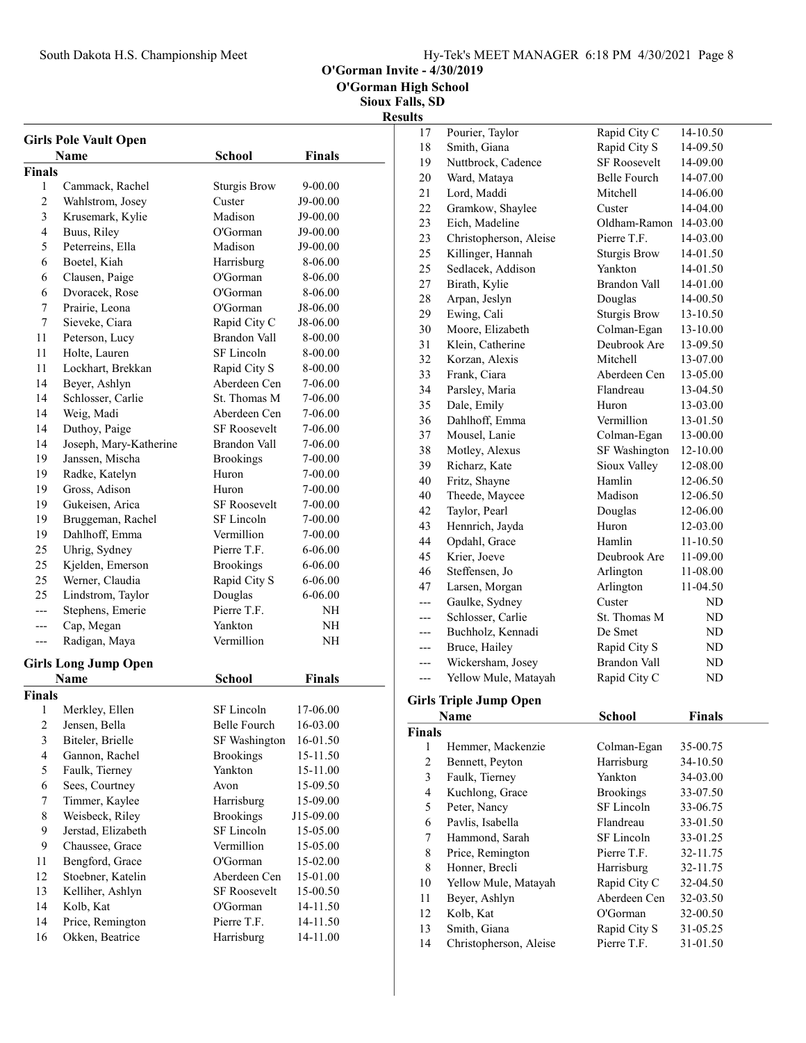## O'Gorman Invite - 4/30/2019
### O'Gorman High School
### Sioux Falls, SD
### Results

**Girls Pole Vault Open**

| | Name | School | Finals |
|---|---|---|---|
| **Finals** | | | |
| 1 | Cammack, Rachel | Sturgis Brow | 9-00.00 |
| 2 | Wahlstrom, Josey | Custer | J9-00.00 |
| 3 | Krusemark, Kylie | Madison | J9-00.00 |
| 4 | Buus, Riley | O'Gorman | J9-00.00 |
| 5 | Peterreins, Ella | Madison | J9-00.00 |
| 6 | Boetel, Kiah | Harrisburg | 8-06.00 |
| 6 | Clausen, Paige | O'Gorman | 8-06.00 |
| 6 | Dvoracek, Rose | O'Gorman | 8-06.00 |
| 7 | Prairie, Leona | O'Gorman | J8-06.00 |
| 7 | Sieveke, Ciara | Rapid City C | J8-06.00 |
| 11 | Peterson, Lucy | Brandon Vall | 8-00.00 |
| 11 | Holte, Lauren | SF Lincoln | 8-00.00 |
| 11 | Lockhart, Brekkan | Rapid City S | 8-00.00 |
| 14 | Beyer, Ashlyn | Aberdeen Cen | 7-06.00 |
| 14 | Schlosser, Carlie | St. Thomas M | 7-06.00 |
| 14 | Weig, Madi | Aberdeen Cen | 7-06.00 |
| 14 | Duthoy, Paige | SF Roosevelt | 7-06.00 |
| 14 | Joseph, Mary-Katherine | Brandon Vall | 7-06.00 |
| 19 | Janssen, Mischa | Brookings | 7-00.00 |
| 19 | Radke, Katelyn | Huron | 7-00.00 |
| 19 | Gross, Adison | Huron | 7-00.00 |
| 19 | Gukeisen, Arica | SF Roosevelt | 7-00.00 |
| 19 | Bruggeman, Rachel | SF Lincoln | 7-00.00 |
| 19 | Dahlhoff, Emma | Vermillion | 7-00.00 |
| 25 | Uhrig, Sydney | Pierre T.F. | 6-06.00 |
| 25 | Kjelden, Emerson | Brookings | 6-06.00 |
| 25 | Werner, Claudia | Rapid City S | 6-06.00 |
| 25 | Lindstrom, Taylor | Douglas | 6-06.00 |
| --- | Stephens, Emerie | Pierre T.F. | NH |
| --- | Cap, Megan | Yankton | NH |
| --- | Radigan, Maya | Vermillion | NH |

**Girls Long Jump Open**

| | Name | School | Finals |
|---|---|---|---|
| **Finals** | | | |
| 1 | Merkley, Ellen | SF Lincoln | 17-06.00 |
| 2 | Jensen, Bella | Belle Fourch | 16-03.00 |
| 3 | Biteler, Brielle | SF Washington | 16-01.50 |
| 4 | Gannon, Rachel | Brookings | 15-11.50 |
| 5 | Faulk, Tierney | Yankton | 15-11.00 |
| 6 | Sees, Courtney | Avon | 15-09.50 |
| 7 | Timmer, Kaylee | Harrisburg | 15-09.00 |
| 8 | Weisbeck, Riley | Brookings | J15-09.00 |
| 9 | Jerstad, Elizabeth | SF Lincoln | 15-05.00 |
| 9 | Chaussee, Grace | Vermillion | 15-05.00 |
| 11 | Bengford, Grace | O'Gorman | 15-02.00 |
| 12 | Stoebner, Katelin | Aberdeen Cen | 15-01.00 |
| 13 | Kelliher, Ashlyn | SF Roosevelt | 15-00.50 |
| 14 | Kolb, Kat | O'Gorman | 14-11.50 |
| 14 | Price, Remington | Pierre T.F. | 14-11.50 |
| 16 | Okken, Beatrice | Harrisburg | 14-11.00 |
| 17 | Pourier, Taylor | Rapid City C | 14-10.50 |
| 18 | Smith, Giana | Rapid City S | 14-09.50 |
| 19 | Nuttbrock, Cadence | SF Roosevelt | 14-09.00 |
| 20 | Ward, Mataya | Belle Fourch | 14-07.00 |
| 21 | Lord, Maddi | Mitchell | 14-06.00 |
| 22 | Gramkow, Shaylee | Custer | 14-04.00 |
| 23 | Eich, Madeline | Oldham-Ramon | 14-03.00 |
| 23 | Christopherson, Aleise | Pierre T.F. | 14-03.00 |
| 25 | Killinger, Hannah | Sturgis Brow | 14-01.50 |
| 25 | Sedlacek, Addison | Yankton | 14-01.50 |
| 27 | Birath, Kylie | Brandon Vall | 14-01.00 |
| 28 | Arpan, Jeslyn | Douglas | 14-00.50 |
| 29 | Ewing, Cali | Sturgis Brow | 13-10.50 |
| 30 | Moore, Elizabeth | Colman-Egan | 13-10.00 |
| 31 | Klein, Catherine | Deubrook Are | 13-09.50 |
| 32 | Korzan, Alexis | Mitchell | 13-07.00 |
| 33 | Frank, Ciara | Aberdeen Cen | 13-05.00 |
| 34 | Parsley, Maria | Flandreau | 13-04.50 |
| 35 | Dale, Emily | Huron | 13-03.00 |
| 36 | Dahlhoff, Emma | Vermillion | 13-01.50 |
| 37 | Mousel, Lanie | Colman-Egan | 13-00.00 |
| 38 | Motley, Alexus | SF Washington | 12-10.00 |
| 39 | Richarz, Kate | Sioux Valley | 12-08.00 |
| 40 | Fritz, Shayne | Hamlin | 12-06.50 |
| 40 | Theede, Maycee | Madison | 12-06.50 |
| 42 | Taylor, Pearl | Douglas | 12-06.00 |
| 43 | Hennrich, Jayda | Huron | 12-03.00 |
| 44 | Opdahl, Grace | Hamlin | 11-10.50 |
| 45 | Krier, Joeve | Deubrook Are | 11-09.00 |
| 46 | Steffensen, Jo | Arlington | 11-08.00 |
| 47 | Larsen, Morgan | Arlington | 11-04.50 |
| --- | Gaulke, Sydney | Custer | ND |
| --- | Schlosser, Carlie | St. Thomas M | ND |
| --- | Buchholz, Kennadi | De Smet | ND |
| --- | Bruce, Hailey | Rapid City S | ND |
| --- | Wickersham, Josey | Brandon Vall | ND |
| --- | Yellow Mule, Matayah | Rapid City C | ND |

**Girls Triple Jump Open**

| | Name | School | Finals |
|---|---|---|---|
| **Finals** | | | |
| 1 | Hemmer, Mackenzie | Colman-Egan | 35-00.75 |
| 2 | Bennett, Peyton | Harrisburg | 34-10.50 |
| 3 | Faulk, Tierney | Yankton | 34-03.00 |
| 4 | Kuchlong, Grace | Brookings | 33-07.50 |
| 5 | Peter, Nancy | SF Lincoln | 33-06.75 |
| 6 | Pavlis, Isabella | Flandreau | 33-01.50 |
| 7 | Hammond, Sarah | SF Lincoln | 33-01.25 |
| 8 | Price, Remington | Pierre T.F. | 32-11.75 |
| 8 | Honner, Brecli | Harrisburg | 32-11.75 |
| 10 | Yellow Mule, Matayah | Rapid City C | 32-04.50 |
| 11 | Beyer, Ashlyn | Aberdeen Cen | 32-03.50 |
| 12 | Kolb, Kat | O'Gorman | 32-00.50 |
| 13 | Smith, Giana | Rapid City S | 31-05.25 |
| 14 | Christopherson, Aleise | Pierre T.F. | 31-01.50 |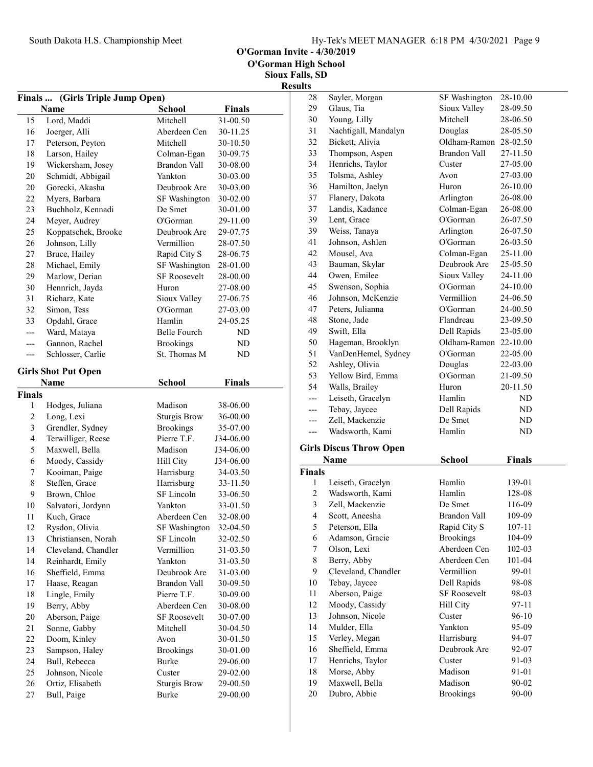O'Gorman Invite - 4/30/2019
O'Gorman High School
Sioux Falls, SD
Results

### Finals ... (Girls Triple Jump Open)

| | Name | School | Finals |
|---|---|---|---|
| 15 | Lord, Maddi | Mitchell | 31-00.50 |
| 16 | Joerger, Alli | Aberdeen Cen | 30-11.25 |
| 17 | Peterson, Peyton | Mitchell | 30-10.50 |
| 18 | Larson, Hailey | Colman-Egan | 30-09.75 |
| 19 | Wickersham, Josey | Brandon Vall | 30-08.00 |
| 20 | Schmidt, Abbigail | Yankton | 30-03.00 |
| 20 | Gorecki, Akasha | Deubrook Are | 30-03.00 |
| 22 | Myers, Barbara | SF Washington | 30-02.00 |
| 23 | Buchholz, Kennadi | De Smet | 30-01.00 |
| 24 | Meyer, Audrey | O'Gorman | 29-11.00 |
| 25 | Koppatschek, Brooke | Deubrook Are | 29-07.75 |
| 26 | Johnson, Lilly | Vermillion | 28-07.50 |
| 27 | Bruce, Hailey | Rapid City S | 28-06.75 |
| 28 | Michael, Emily | SF Washington | 28-01.00 |
| 29 | Marlow, Derian | SF Roosevelt | 28-00.00 |
| 30 | Hennrich, Jayda | Huron | 27-08.00 |
| 31 | Richarz, Kate | Sioux Valley | 27-06.75 |
| 32 | Simon, Tess | O'Gorman | 27-03.00 |
| 33 | Opdahl, Grace | Hamlin | 24-05.25 |
| --- | Ward, Mataya | Belle Fourch | ND |
| --- | Gannon, Rachel | Brookings | ND |
| --- | Schlosser, Carlie | St. Thomas M | ND |

### Girls Shot Put Open

| | Name | School | Finals |
|---|---|---|---|
| **Finals** | | | |
| 1 | Hodges, Juliana | Madison | 38-06.00 |
| 2 | Long, Lexi | Sturgis Brow | 36-00.00 |
| 3 | Grendler, Sydney | Brookings | 35-07.00 |
| 4 | Terwilliger, Reese | Pierre T.F. | J34-06.00 |
| 5 | Maxwell, Bella | Madison | J34-06.00 |
| 6 | Moody, Cassidy | Hill City | J34-06.00 |
| 7 | Kooiman, Paige | Harrisburg | 34-03.50 |
| 8 | Steffen, Grace | Harrisburg | 33-11.50 |
| 9 | Brown, Chloe | SF Lincoln | 33-06.50 |
| 10 | Salvatori, Jordynn | Yankton | 33-01.50 |
| 11 | Kuch, Grace | Aberdeen Cen | 32-08.00 |
| 12 | Rysdon, Olivia | SF Washington | 32-04.50 |
| 13 | Christiansen, Norah | SF Lincoln | 32-02.50 |
| 14 | Cleveland, Chandler | Vermillion | 31-03.50 |
| 14 | Reinhardt, Emily | Yankton | 31-03.50 |
| 16 | Sheffield, Emma | Deubrook Are | 31-03.00 |
| 17 | Haase, Reagan | Brandon Vall | 30-09.50 |
| 18 | Lingle, Emily | Pierre T.F. | 30-09.00 |
| 19 | Berry, Abby | Aberdeen Cen | 30-08.00 |
| 20 | Aberson, Paige | SF Roosevelt | 30-07.00 |
| 21 | Sonne, Gabby | Mitchell | 30-04.50 |
| 22 | Doom, Kinley | Avon | 30-01.50 |
| 23 | Sampson, Haley | Brookings | 30-01.00 |
| 24 | Bull, Rebecca | Burke | 29-06.00 |
| 25 | Johnson, Nicole | Custer | 29-02.00 |
| 26 | Ortiz, Elisabeth | Sturgis Brow | 29-00.50 |
| 27 | Bull, Paige | Burke | 29-00.00 |
| 28 | Sayler, Morgan | SF Washington | 28-10.00 |
| 29 | Glaus, Tia | Sioux Valley | 28-09.50 |
| 30 | Young, Lilly | Mitchell | 28-06.50 |
| 31 | Nachtigall, Mandalyn | Douglas | 28-05.50 |
| 32 | Bickett, Alivia | Oldham-Ramon | 28-02.50 |
| 33 | Thompson, Aspen | Brandon Vall | 27-11.50 |
| 34 | Henrichs, Taylor | Custer | 27-05.00 |
| 35 | Tolsma, Ashley | Avon | 27-03.00 |
| 36 | Hamilton, Jaelyn | Huron | 26-10.00 |
| 37 | Flanery, Dakota | Arlington | 26-08.00 |
| 37 | Landis, Kadance | Colman-Egan | 26-08.00 |
| 39 | Lent, Grace | O'Gorman | 26-07.50 |
| 39 | Weiss, Tanaya | Arlington | 26-07.50 |
| 41 | Johnson, Ashlen | O'Gorman | 26-03.50 |
| 42 | Mousel, Ava | Colman-Egan | 25-11.00 |
| 43 | Bauman, Skylar | Deubrook Are | 25-05.50 |
| 44 | Owen, Emilee | Sioux Valley | 24-11.00 |
| 45 | Swenson, Sophia | O'Gorman | 24-10.00 |
| 46 | Johnson, McKenzie | Vermillion | 24-06.50 |
| 47 | Peters, Julianna | O'Gorman | 24-00.50 |
| 48 | Stone, Jade | Flandreau | 23-09.50 |
| 49 | Swift, Ella | Dell Rapids | 23-05.00 |
| 50 | Hageman, Brooklyn | Oldham-Ramon | 22-10.00 |
| 51 | VanDenHemel, Sydney | O'Gorman | 22-05.00 |
| 52 | Ashley, Olivia | Douglas | 22-03.00 |
| 53 | Yellow Bird, Emma | O'Gorman | 21-09.50 |
| 54 | Walls, Brailey | Huron | 20-11.50 |
| --- | Leiseth, Gracelyn | Hamlin | ND |
| --- | Tebay, Jaycee | Dell Rapids | ND |
| --- | Zell, Mackenzie | De Smet | ND |
| --- | Wadsworth, Kami | Hamlin | ND |

### Girls Discus Throw Open

| | Name | School | Finals |
|---|---|---|---|
| **Finals** | | | |
| 1 | Leiseth, Gracelyn | Hamlin | 139-01 |
| 2 | Wadsworth, Kami | Hamlin | 128-08 |
| 3 | Zell, Mackenzie | De Smet | 116-09 |
| 4 | Scott, Aneesha | Brandon Vall | 109-09 |
| 5 | Peterson, Ella | Rapid City S | 107-11 |
| 6 | Adamson, Gracie | Brookings | 104-09 |
| 7 | Olson, Lexi | Aberdeen Cen | 102-03 |
| 8 | Berry, Abby | Aberdeen Cen | 101-04 |
| 9 | Cleveland, Chandler | Vermillion | 99-01 |
| 10 | Tebay, Jaycee | Dell Rapids | 98-08 |
| 11 | Aberson, Paige | SF Roosevelt | 98-03 |
| 12 | Moody, Cassidy | Hill City | 97-11 |
| 13 | Johnson, Nicole | Custer | 96-10 |
| 14 | Mulder, Ella | Yankton | 95-09 |
| 15 | Verley, Megan | Harrisburg | 94-07 |
| 16 | Sheffield, Emma | Deubrook Are | 92-07 |
| 17 | Henrichs, Taylor | Custer | 91-03 |
| 18 | Morse, Abby | Madison | 91-01 |
| 19 | Maxwell, Bella | Madison | 90-02 |
| 20 | Dubro, Abbie | Brookings | 90-00 |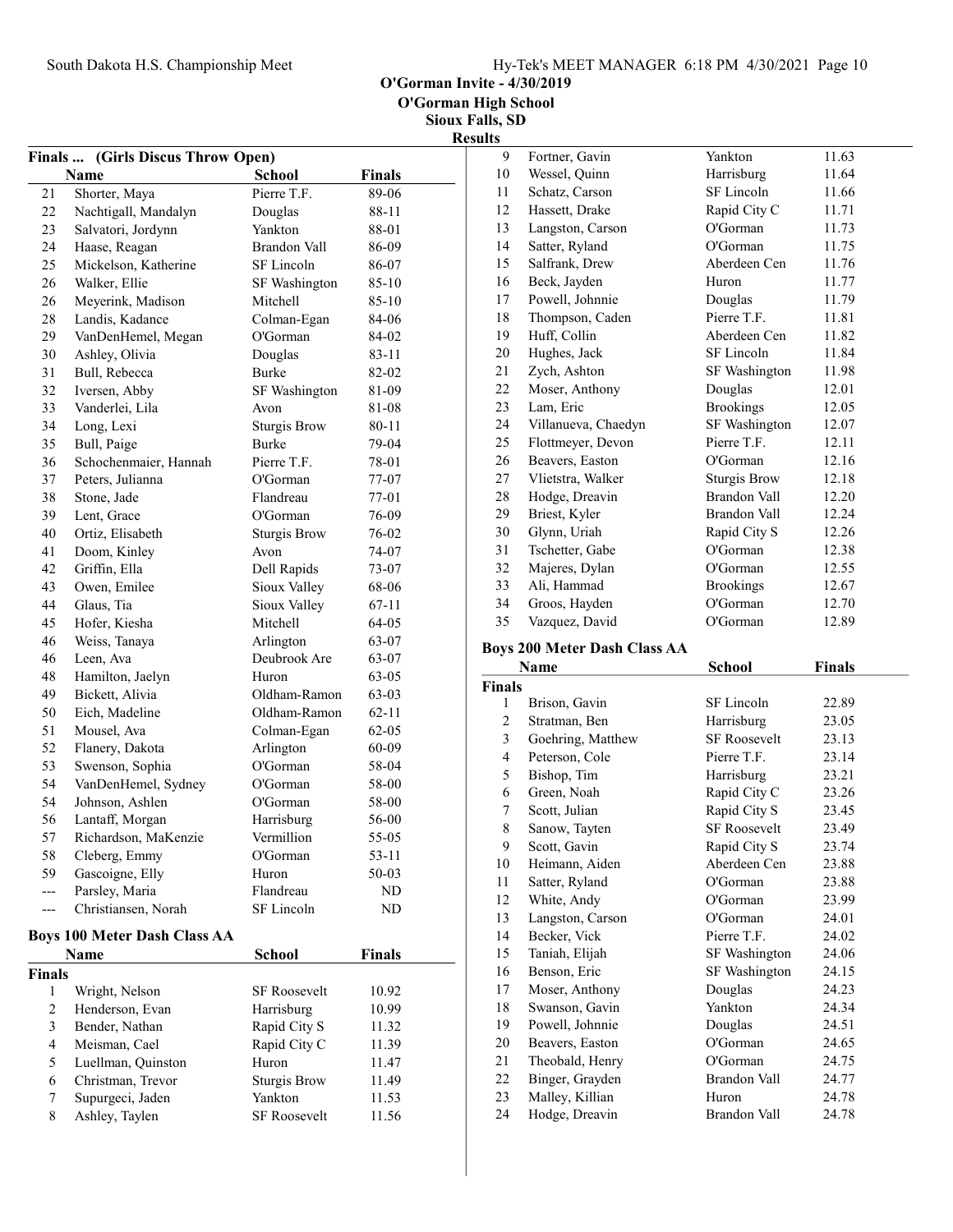O'Gorman Invite - 4/30/2019
O'Gorman High School
Sioux Falls, SD
Results

## Finals ... (Girls Discus Throw Open)

| | Name | School | Finals |
|---|---|---|---|
| 21 | Shorter, Maya | Pierre T.F. | 89-06 |
| 22 | Nachtigall, Mandalyn | Douglas | 88-11 |
| 23 | Salvatori, Jordynn | Yankton | 88-01 |
| 24 | Haase, Reagan | Brandon Vall | 86-09 |
| 25 | Mickelson, Katherine | SF Lincoln | 86-07 |
| 26 | Walker, Ellie | SF Washington | 85-10 |
| 26 | Meyerink, Madison | Mitchell | 85-10 |
| 28 | Landis, Kadance | Colman-Egan | 84-06 |
| 29 | VanDenHemel, Megan | O'Gorman | 84-02 |
| 30 | Ashley, Olivia | Douglas | 83-11 |
| 31 | Bull, Rebecca | Burke | 82-02 |
| 32 | Iversen, Abby | SF Washington | 81-09 |
| 33 | Vanderlei, Lila | Avon | 81-08 |
| 34 | Long, Lexi | Sturgis Brow | 80-11 |
| 35 | Bull, Paige | Burke | 79-04 |
| 36 | Schochenmaier, Hannah | Pierre T.F. | 78-01 |
| 37 | Peters, Julianna | O'Gorman | 77-07 |
| 38 | Stone, Jade | Flandreau | 77-01 |
| 39 | Lent, Grace | O'Gorman | 76-09 |
| 40 | Ortiz, Elisabeth | Sturgis Brow | 76-02 |
| 41 | Doom, Kinley | Avon | 74-07 |
| 42 | Griffin, Ella | Dell Rapids | 73-07 |
| 43 | Owen, Emilee | Sioux Valley | 68-06 |
| 44 | Glaus, Tia | Sioux Valley | 67-11 |
| 45 | Hofer, Kiesha | Mitchell | 64-05 |
| 46 | Weiss, Tanaya | Arlington | 63-07 |
| 46 | Leen, Ava | Deubrook Are | 63-07 |
| 48 | Hamilton, Jaelyn | Huron | 63-05 |
| 49 | Bickett, Alivia | Oldham-Ramon | 63-03 |
| 50 | Eich, Madeline | Oldham-Ramon | 62-11 |
| 51 | Mousel, Ava | Colman-Egan | 62-05 |
| 52 | Flanery, Dakota | Arlington | 60-09 |
| 53 | Swenson, Sophia | O'Gorman | 58-04 |
| 54 | VanDenHemel, Sydney | O'Gorman | 58-00 |
| 54 | Johnson, Ashlen | O'Gorman | 58-00 |
| 56 | Lantaff, Morgan | Harrisburg | 56-00 |
| 57 | Richardson, MaKenzie | Vermillion | 55-05 |
| 58 | Cleberg, Emmy | O'Gorman | 53-11 |
| 59 | Gascoigne, Elly | Huron | 50-03 |
| --- | Parsley, Maria | Flandreau | ND |
| --- | Christiansen, Norah | SF Lincoln | ND |

## Boys 100 Meter Dash Class AA

| | Name | School | Finals |
|---|---|---|---|
| **Finals** | | | |
| 1 | Wright, Nelson | SF Roosevelt | 10.92 |
| 2 | Henderson, Evan | Harrisburg | 10.99 |
| 3 | Bender, Nathan | Rapid City S | 11.32 |
| 4 | Meisman, Cael | Rapid City C | 11.39 |
| 5 | Luellman, Quinston | Huron | 11.47 |
| 6 | Christman, Trevor | Sturgis Brow | 11.49 |
| 7 | Supurgeci, Jaden | Yankton | 11.53 |
| 8 | Ashley, Taylen | SF Roosevelt | 11.56 |
| 9 | Fortner, Gavin | Yankton | 11.63 |
| 10 | Wessel, Quinn | Harrisburg | 11.64 |
| 11 | Schatz, Carson | SF Lincoln | 11.66 |
| 12 | Hassett, Drake | Rapid City C | 11.71 |
| 13 | Langston, Carson | O'Gorman | 11.73 |
| 14 | Satter, Ryland | O'Gorman | 11.75 |
| 15 | Salfrank, Drew | Aberdeen Cen | 11.76 |
| 16 | Beck, Jayden | Huron | 11.77 |
| 17 | Powell, Johnnie | Douglas | 11.79 |
| 18 | Thompson, Caden | Pierre T.F. | 11.81 |
| 19 | Huff, Collin | Aberdeen Cen | 11.82 |
| 20 | Hughes, Jack | SF Lincoln | 11.84 |
| 21 | Zych, Ashton | SF Washington | 11.98 |
| 22 | Moser, Anthony | Douglas | 12.01 |
| 23 | Lam, Eric | Brookings | 12.05 |
| 24 | Villanueva, Chaedyn | SF Washington | 12.07 |
| 25 | Flottmeyer, Devon | Pierre T.F. | 12.11 |
| 26 | Beavers, Easton | O'Gorman | 12.16 |
| 27 | Vlietstra, Walker | Sturgis Brow | 12.18 |
| 28 | Hodge, Dreavin | Brandon Vall | 12.20 |
| 29 | Briest, Kyler | Brandon Vall | 12.24 |
| 30 | Glynn, Uriah | Rapid City S | 12.26 |
| 31 | Tschetter, Gabe | O'Gorman | 12.38 |
| 32 | Majeres, Dylan | O'Gorman | 12.55 |
| 33 | Ali, Hammad | Brookings | 12.67 |
| 34 | Groos, Hayden | O'Gorman | 12.70 |
| 35 | Vazquez, David | O'Gorman | 12.89 |

## Boys 200 Meter Dash Class AA

| | Name | School | Finals |
|---|---|---|---|
| **Finals** | | | |
| 1 | Brison, Gavin | SF Lincoln | 22.89 |
| 2 | Stratman, Ben | Harrisburg | 23.05 |
| 3 | Goehring, Matthew | SF Roosevelt | 23.13 |
| 4 | Peterson, Cole | Pierre T.F. | 23.14 |
| 5 | Bishop, Tim | Harrisburg | 23.21 |
| 6 | Green, Noah | Rapid City C | 23.26 |
| 7 | Scott, Julian | Rapid City S | 23.45 |
| 8 | Sanow, Tayten | SF Roosevelt | 23.49 |
| 9 | Scott, Gavin | Rapid City S | 23.74 |
| 10 | Heimann, Aiden | Aberdeen Cen | 23.88 |
| 11 | Satter, Ryland | O'Gorman | 23.88 |
| 12 | White, Andy | O'Gorman | 23.99 |
| 13 | Langston, Carson | O'Gorman | 24.01 |
| 14 | Becker, Vick | Pierre T.F. | 24.02 |
| 15 | Taniah, Elijah | SF Washington | 24.06 |
| 16 | Benson, Eric | SF Washington | 24.15 |
| 17 | Moser, Anthony | Douglas | 24.23 |
| 18 | Swanson, Gavin | Yankton | 24.34 |
| 19 | Powell, Johnnie | Douglas | 24.51 |
| 20 | Beavers, Easton | O'Gorman | 24.65 |
| 21 | Theobald, Henry | O'Gorman | 24.75 |
| 22 | Binger, Grayden | Brandon Vall | 24.77 |
| 23 | Malley, Killian | Huron | 24.78 |
| 24 | Hodge, Dreavin | Brandon Vall | 24.78 |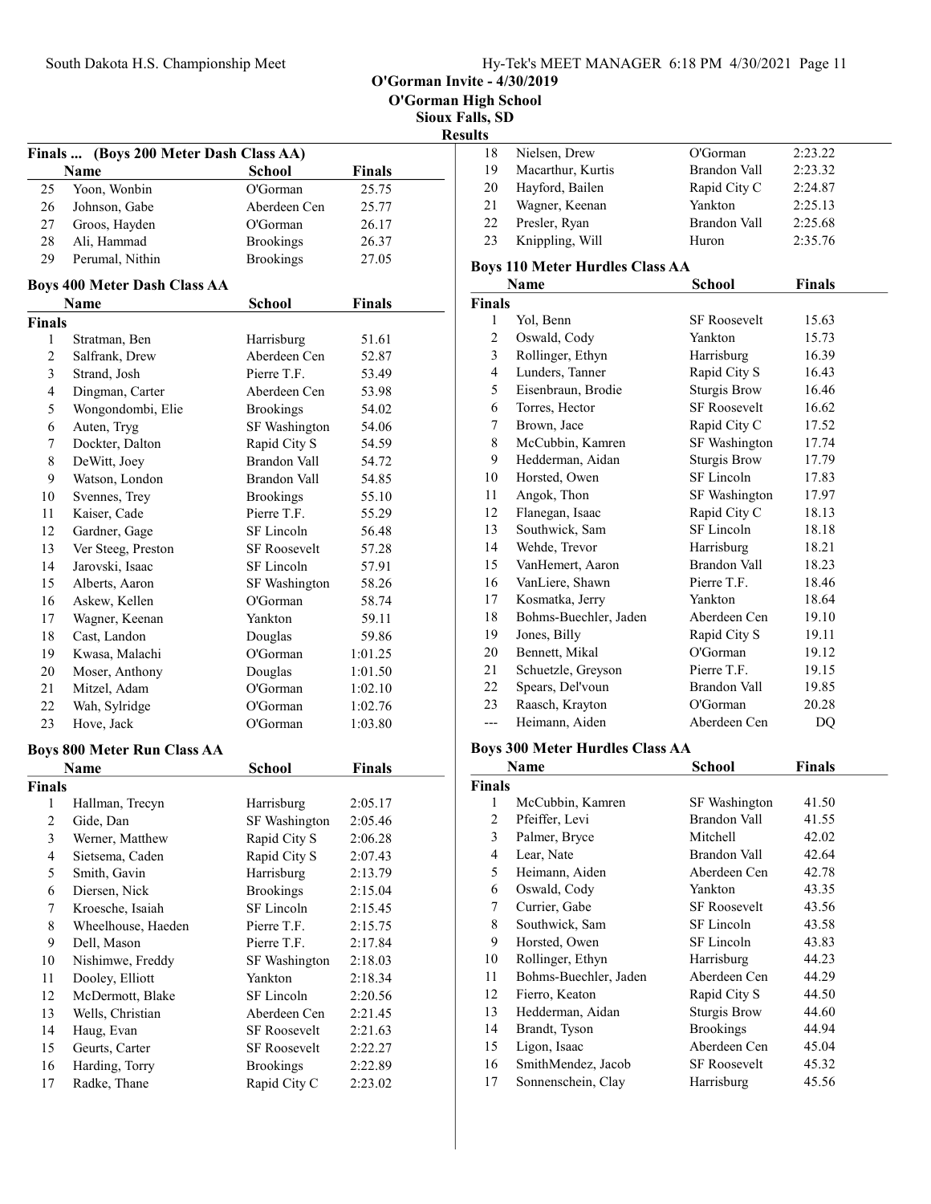O'Gorman Invite - 4/30/2019
O'Gorman High School
Sioux Falls, SD
Results

## Finals ... (Boys 200 Meter Dash Class AA)

| | Name | School | Finals |
|---|---|---|---|
| 25 | Yoon, Wonbin | O'Gorman | 25.75 |
| 26 | Johnson, Gabe | Aberdeen Cen | 25.77 |
| 27 | Groos, Hayden | O'Gorman | 26.17 |
| 28 | Ali, Hammad | Brookings | 26.37 |
| 29 | Perumal, Nithin | Brookings | 27.05 |

## Boys 400 Meter Dash Class AA

| | Name | School | Finals |
|---|---|---|---|
| **Finals** | | | |
| 1 | Stratman, Ben | Harrisburg | 51.61 |
| 2 | Salfrank, Drew | Aberdeen Cen | 52.87 |
| 3 | Strand, Josh | Pierre T.F. | 53.49 |
| 4 | Dingman, Carter | Aberdeen Cen | 53.98 |
| 5 | Wongondombi, Elie | Brookings | 54.02 |
| 6 | Auten, Tryg | SF Washington | 54.06 |
| 7 | Dockter, Dalton | Rapid City S | 54.59 |
| 8 | DeWitt, Joey | Brandon Vall | 54.72 |
| 9 | Watson, London | Brandon Vall | 54.85 |
| 10 | Svennes, Trey | Brookings | 55.10 |
| 11 | Kaiser, Cade | Pierre T.F. | 55.29 |
| 12 | Gardner, Gage | SF Lincoln | 56.48 |
| 13 | Ver Steeg, Preston | SF Roosevelt | 57.28 |
| 14 | Jarovski, Isaac | SF Lincoln | 57.91 |
| 15 | Alberts, Aaron | SF Washington | 58.26 |
| 16 | Askew, Kellen | O'Gorman | 58.74 |
| 17 | Wagner, Keenan | Yankton | 59.11 |
| 18 | Cast, Landon | Douglas | 59.86 |
| 19 | Kwasa, Malachi | O'Gorman | 1:01.25 |
| 20 | Moser, Anthony | Douglas | 1:01.50 |
| 21 | Mitzel, Adam | O'Gorman | 1:02.10 |
| 22 | Wah, Sylridge | O'Gorman | 1:02.76 |
| 23 | Hove, Jack | O'Gorman | 1:03.80 |

## Boys 800 Meter Run Class AA

| | Name | School | Finals |
|---|---|---|---|
| **Finals** | | | |
| 1 | Hallman, Trecyn | Harrisburg | 2:05.17 |
| 2 | Gide, Dan | SF Washington | 2:05.46 |
| 3 | Werner, Matthew | Rapid City S | 2:06.28 |
| 4 | Sietsema, Caden | Rapid City S | 2:07.43 |
| 5 | Smith, Gavin | Harrisburg | 2:13.79 |
| 6 | Diersen, Nick | Brookings | 2:15.04 |
| 7 | Kroesche, Isaiah | SF Lincoln | 2:15.45 |
| 8 | Wheelhouse, Haeden | Pierre T.F. | 2:15.75 |
| 9 | Dell, Mason | Pierre T.F. | 2:17.84 |
| 10 | Nishimwe, Freddy | SF Washington | 2:18.03 |
| 11 | Dooley, Elliott | Yankton | 2:18.34 |
| 12 | McDermott, Blake | SF Lincoln | 2:20.56 |
| 13 | Wells, Christian | Aberdeen Cen | 2:21.45 |
| 14 | Haug, Evan | SF Roosevelt | 2:21.63 |
| 15 | Geurts, Carter | SF Roosevelt | 2:22.27 |
| 16 | Harding, Torry | Brookings | 2:22.89 |
| 17 | Radke, Thane | Rapid City C | 2:23.02 |
| 18 | Nielsen, Drew | O'Gorman | 2:23.22 |
| 19 | Macarthur, Kurtis | Brandon Vall | 2:23.32 |
| 20 | Hayford, Bailen | Rapid City C | 2:24.87 |
| 21 | Wagner, Keenan | Yankton | 2:25.13 |
| 22 | Presler, Ryan | Brandon Vall | 2:25.68 |
| 23 | Knippling, Will | Huron | 2:35.76 |

## Boys 110 Meter Hurdles Class AA

| | Name | School | Finals |
|---|---|---|---|
| **Finals** | | | |
| 1 | Yol, Benn | SF Roosevelt | 15.63 |
| 2 | Oswald, Cody | Yankton | 15.73 |
| 3 | Rollinger, Ethyn | Harrisburg | 16.39 |
| 4 | Lunders, Tanner | Rapid City S | 16.43 |
| 5 | Eisenbraun, Brodie | Sturgis Brow | 16.46 |
| 6 | Torres, Hector | SF Roosevelt | 16.62 |
| 7 | Brown, Jace | Rapid City C | 17.52 |
| 8 | McCubbin, Kamren | SF Washington | 17.74 |
| 9 | Hedderman, Aidan | Sturgis Brow | 17.79 |
| 10 | Horsted, Owen | SF Lincoln | 17.83 |
| 11 | Angok, Thon | SF Washington | 17.97 |
| 12 | Flanegan, Isaac | Rapid City C | 18.13 |
| 13 | Southwick, Sam | SF Lincoln | 18.18 |
| 14 | Wehde, Trevor | Harrisburg | 18.21 |
| 15 | VanHemert, Aaron | Brandon Vall | 18.23 |
| 16 | VanLiere, Shawn | Pierre T.F. | 18.46 |
| 17 | Kosmatka, Jerry | Yankton | 18.64 |
| 18 | Bohms-Buechler, Jaden | Aberdeen Cen | 19.10 |
| 19 | Jones, Billy | Rapid City S | 19.11 |
| 20 | Bennett, Mikal | O'Gorman | 19.12 |
| 21 | Schuetzle, Greyson | Pierre T.F. | 19.15 |
| 22 | Spears, Del'voun | Brandon Vall | 19.85 |
| 23 | Raasch, Krayton | O'Gorman | 20.28 |
| --- | Heimann, Aiden | Aberdeen Cen | DQ |

## Boys 300 Meter Hurdles Class AA

| | Name | School | Finals |
|---|---|---|---|
| **Finals** | | | |
| 1 | McCubbin, Kamren | SF Washington | 41.50 |
| 2 | Pfeiffer, Levi | Brandon Vall | 41.55 |
| 3 | Palmer, Bryce | Mitchell | 42.02 |
| 4 | Lear, Nate | Brandon Vall | 42.64 |
| 5 | Heimann, Aiden | Aberdeen Cen | 42.78 |
| 6 | Oswald, Cody | Yankton | 43.35 |
| 7 | Currier, Gabe | SF Roosevelt | 43.56 |
| 8 | Southwick, Sam | SF Lincoln | 43.58 |
| 9 | Horsted, Owen | SF Lincoln | 43.83 |
| 10 | Rollinger, Ethyn | Harrisburg | 44.23 |
| 11 | Bohms-Buechler, Jaden | Aberdeen Cen | 44.29 |
| 12 | Fierro, Keaton | Rapid City S | 44.50 |
| 13 | Hedderman, Aidan | Sturgis Brow | 44.60 |
| 14 | Brandt, Tyson | Brookings | 44.94 |
| 15 | Ligon, Isaac | Aberdeen Cen | 45.04 |
| 16 | SmithMendez, Jacob | SF Roosevelt | 45.32 |
| 17 | Sonnenschein, Clay | Harrisburg | 45.56 |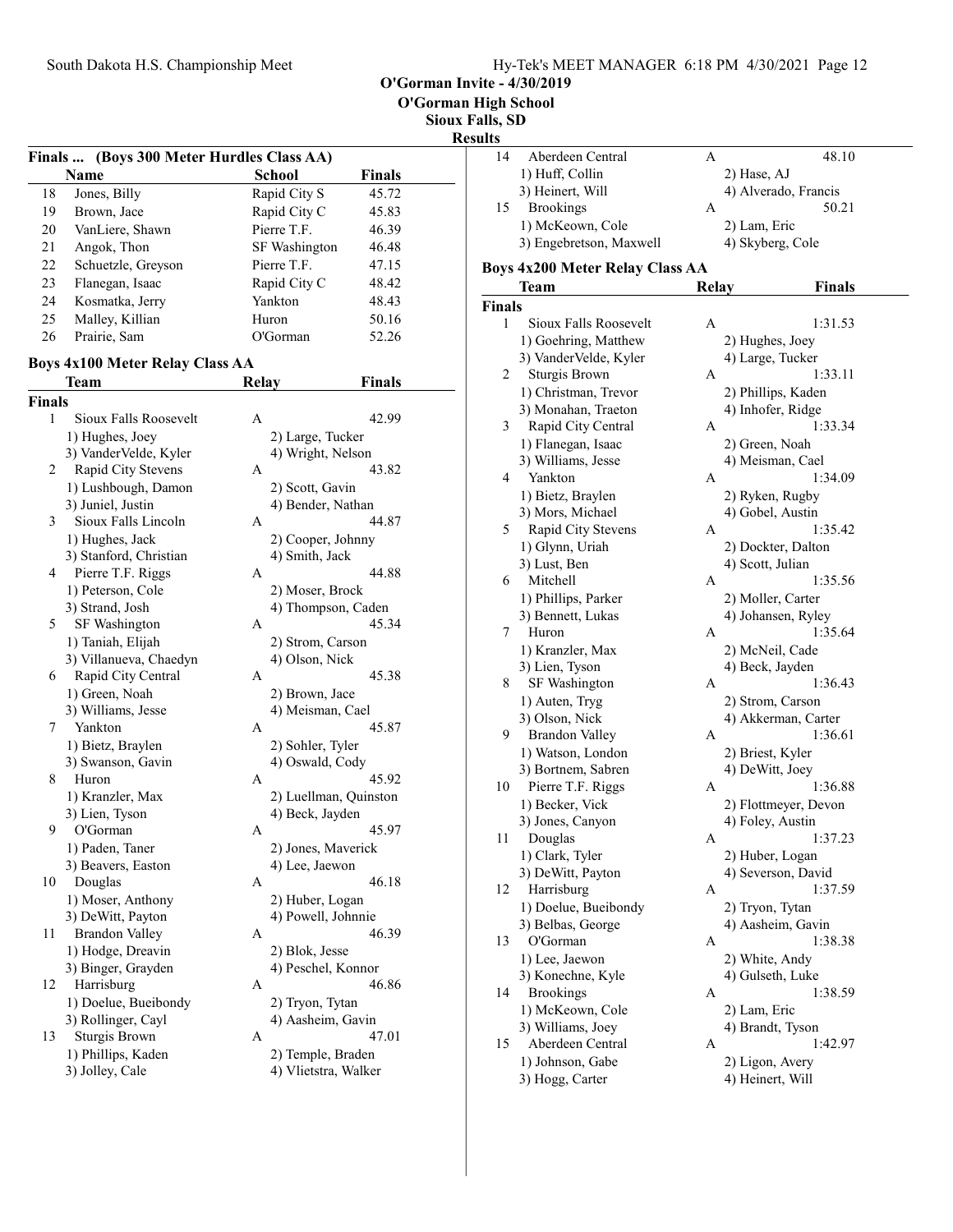O'Gorman Invite - 4/30/2019
O'Gorman High School
Sioux Falls, SD
Results

### Finals ... (Boys 300 Meter Hurdles Class AA)

| | Name | School | Finals |
|---|---|---|---|
| 18 | Jones, Billy | Rapid City S | 45.72 |
| 19 | Brown, Jace | Rapid City C | 45.83 |
| 20 | VanLiere, Shawn | Pierre T.F. | 46.39 |
| 21 | Angok, Thon | SF Washington | 46.48 |
| 22 | Schuetzle, Greyson | Pierre T.F. | 47.15 |
| 23 | Flanegan, Isaac | Rapid City C | 48.42 |
| 24 | Kosmatka, Jerry | Yankton | 48.43 |
| 25 | Malley, Killian | Huron | 50.16 |
| 26 | Prairie, Sam | O'Gorman | 52.26 |

### Boys 4x100 Meter Relay Class AA

| | Team | Relay | Finals |
|---|---|---|---|
| **Finals** | | | |
| 1 | Sioux Falls Roosevelt | A | 42.99 |
| | 1) Hughes, Joey | 2) Large, Tucker | |
| | 3) VanderVelde, Kyler | 4) Wright, Nelson | |
| 2 | Rapid City Stevens | A | 43.82 |
| | 1) Lushbough, Damon | 2) Scott, Gavin | |
| | 3) Juniel, Justin | 4) Bender, Nathan | |
| 3 | Sioux Falls Lincoln | A | 44.87 |
| | 1) Hughes, Jack | 2) Cooper, Johnny | |
| | 3) Stanford, Christian | 4) Smith, Jack | |
| 4 | Pierre T.F. Riggs | A | 44.88 |
| | 1) Peterson, Cole | 2) Moser, Brock | |
| | 3) Strand, Josh | 4) Thompson, Caden | |
| 5 | SF Washington | A | 45.34 |
| | 1) Taniah, Elijah | 2) Strom, Carson | |
| | 3) Villanueva, Chaedyn | 4) Olson, Nick | |
| 6 | Rapid City Central | A | 45.38 |
| | 1) Green, Noah | 2) Brown, Jace | |
| | 3) Williams, Jesse | 4) Meisman, Cael | |
| 7 | Yankton | A | 45.87 |
| | 1) Bietz, Braylen | 2) Sohler, Tyler | |
| | 3) Swanson, Gavin | 4) Oswald, Cody | |
| 8 | Huron | A | 45.92 |
| | 1) Kranzler, Max | 2) Luellman, Quinston | |
| | 3) Lien, Tyson | 4) Beck, Jayden | |
| 9 | O'Gorman | A | 45.97 |
| | 1) Paden, Taner | 2) Jones, Maverick | |
| | 3) Beavers, Easton | 4) Lee, Jaewon | |
| 10 | Douglas | A | 46.18 |
| | 1) Moser, Anthony | 2) Huber, Logan | |
| | 3) DeWitt, Payton | 4) Powell, Johnnie | |
| 11 | Brandon Valley | A | 46.39 |
| | 1) Hodge, Dreavin | 2) Blok, Jesse | |
| | 3) Binger, Grayden | 4) Peschel, Konnor | |
| 12 | Harrisburg | A | 46.86 |
| | 1) Doelue, Bueibondy | 2) Tryon, Tytan | |
| | 3) Rollinger, Cayl | 4) Aasheim, Gavin | |
| 13 | Sturgis Brown | A | 47.01 |
| | 1) Phillips, Kaden | 2) Temple, Braden | |
| | 3) Jolley, Cale | 4) Vlietstra, Walker | |
| 14 | Aberdeen Central | A | 48.10 |
| | 1) Huff, Collin | 2) Hase, AJ | |
| | 3) Heinert, Will | 4) Alverado, Francis | |
| 15 | Brookings | A | 50.21 |
| | 1) McKeown, Cole | 2) Lam, Eric | |
| | 3) Engebretson, Maxwell | 4) Skyberg, Cole | |

### Boys 4x200 Meter Relay Class AA

| | Team | Relay | Finals |
|---|---|---|---|
| **Finals** | | | |
| 1 | Sioux Falls Roosevelt | A | 1:31.53 |
| | 1) Goehring, Matthew | 2) Hughes, Joey | |
| | 3) VanderVelde, Kyler | 4) Large, Tucker | |
| 2 | Sturgis Brown | A | 1:33.11 |
| | 1) Christman, Trevor | 2) Phillips, Kaden | |
| | 3) Monahan, Traeton | 4) Inhofer, Ridge | |
| 3 | Rapid City Central | A | 1:33.34 |
| | 1) Flanegan, Isaac | 2) Green, Noah | |
| | 3) Williams, Jesse | 4) Meisman, Cael | |
| 4 | Yankton | A | 1:34.09 |
| | 1) Bietz, Braylen | 2) Ryken, Rugby | |
| | 3) Mors, Michael | 4) Gobel, Austin | |
| 5 | Rapid City Stevens | A | 1:35.42 |
| | 1) Glynn, Uriah | 2) Dockter, Dalton | |
| | 3) Lust, Ben | 4) Scott, Julian | |
| 6 | Mitchell | A | 1:35.56 |
| | 1) Phillips, Parker | 2) Moller, Carter | |
| | 3) Bennett, Lukas | 4) Johansen, Ryley | |
| 7 | Huron | A | 1:35.64 |
| | 1) Kranzler, Max | 2) McNeil, Cade | |
| | 3) Lien, Tyson | 4) Beck, Jayden | |
| 8 | SF Washington | A | 1:36.43 |
| | 1) Auten, Tryg | 2) Strom, Carson | |
| | 3) Olson, Nick | 4) Akkerman, Carter | |
| 9 | Brandon Valley | A | 1:36.61 |
| | 1) Watson, London | 2) Briest, Kyler | |
| | 3) Bortnem, Sabren | 4) DeWitt, Joey | |
| 10 | Pierre T.F. Riggs | A | 1:36.88 |
| | 1) Becker, Vick | 2) Flottmeyer, Devon | |
| | 3) Jones, Canyon | 4) Foley, Austin | |
| 11 | Douglas | A | 1:37.23 |
| | 1) Clark, Tyler | 2) Huber, Logan | |
| | 3) DeWitt, Payton | 4) Severson, David | |
| 12 | Harrisburg | A | 1:37.59 |
| | 1) Doelue, Bueibondy | 2) Tryon, Tytan | |
| | 3) Belbas, George | 4) Aasheim, Gavin | |
| 13 | O'Gorman | A | 1:38.38 |
| | 1) Lee, Jaewon | 2) White, Andy | |
| | 3) Konechne, Kyle | 4) Gulseth, Luke | |
| 14 | Brookings | A | 1:38.59 |
| | 1) McKeown, Cole | 2) Lam, Eric | |
| | 3) Williams, Joey | 4) Brandt, Tyson | |
| 15 | Aberdeen Central | A | 1:42.97 |
| | 1) Johnson, Gabe | 2) Ligon, Avery | |
| | 3) Hogg, Carter | 4) Heinert, Will | |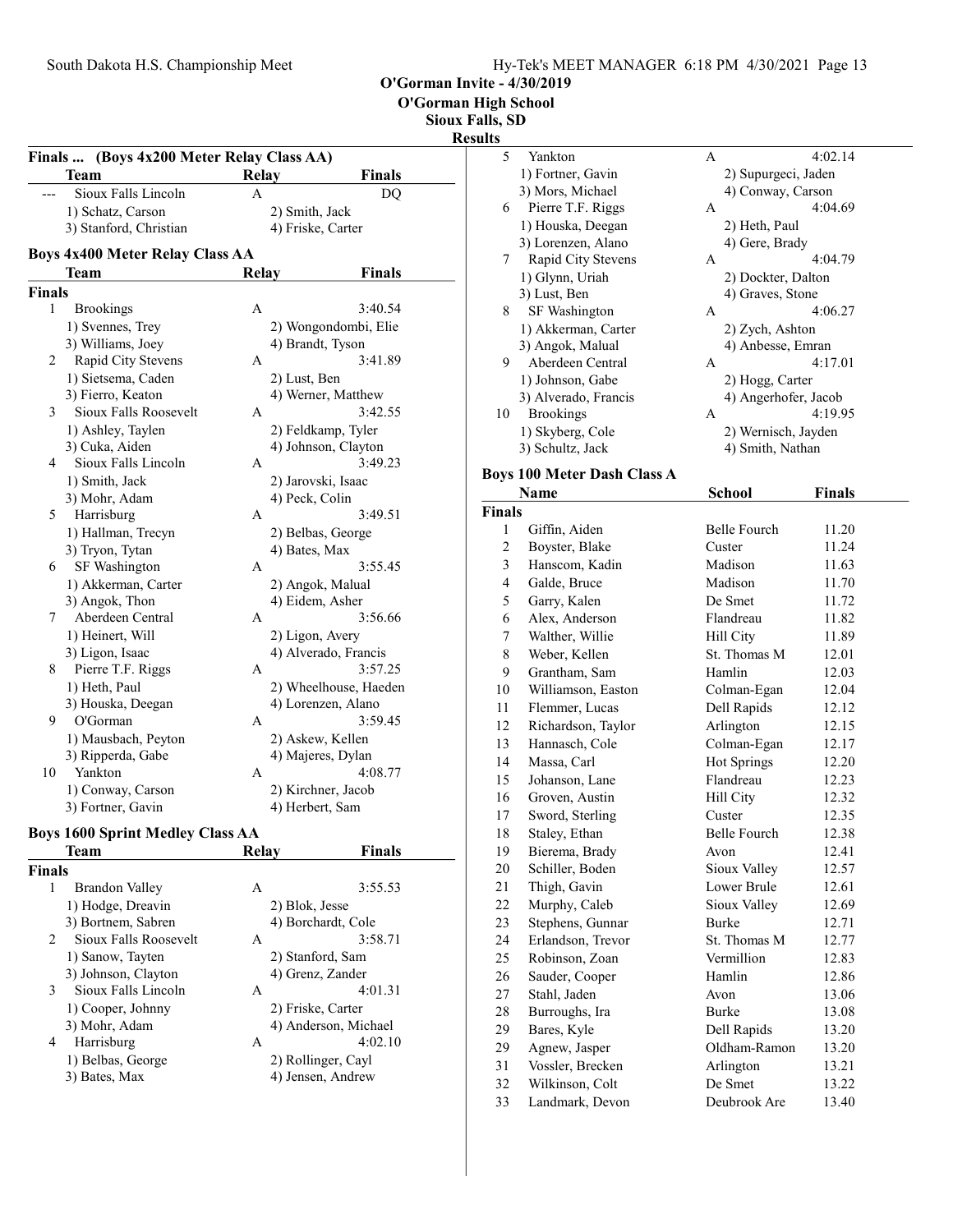O'Gorman Invite - 4/30/2019
O'Gorman High School
Sioux Falls, SD
Results

### Finals ... (Boys 4x200 Meter Relay Class AA)

| | Team | Relay | Finals |
|---|---|---|---|
| --- | Sioux Falls Lincoln | A | DQ |
| | 1) Schatz, Carson | 2) Smith, Jack | |
| | 3) Stanford, Christian | 4) Friske, Carter | |

### Boys 4x400 Meter Relay Class AA

| | Team | Relay | Finals |
|---|---|---|---|
| **Finals** | | | |
| 1 | Brookings | A | 3:40.54 |
| | 1) Svennes, Trey | 2) Wongondombi, Elie | |
| | 3) Williams, Joey | 4) Brandt, Tyson | |
| 2 | Rapid City Stevens | A | 3:41.89 |
| | 1) Sietsema, Caden | 2) Lust, Ben | |
| | 3) Fierro, Keaton | 4) Werner, Matthew | |
| 3 | Sioux Falls Roosevelt | A | 3:42.55 |
| | 1) Ashley, Taylen | 2) Feldkamp, Tyler | |
| | 3) Cuka, Aiden | 4) Johnson, Clayton | |
| 4 | Sioux Falls Lincoln | A | 3:49.23 |
| | 1) Smith, Jack | 2) Jarovski, Isaac | |
| | 3) Mohr, Adam | 4) Peck, Colin | |
| 5 | Harrisburg | A | 3:49.51 |
| | 1) Hallman, Trecyn | 2) Belbas, George | |
| | 3) Tryon, Tytan | 4) Bates, Max | |
| 6 | SF Washington | A | 3:55.45 |
| | 1) Akkerman, Carter | 2) Angok, Malual | |
| | 3) Angok, Thon | 4) Eidem, Asher | |
| 7 | Aberdeen Central | A | 3:56.66 |
| | 1) Heinert, Will | 2) Ligon, Avery | |
| | 3) Ligon, Isaac | 4) Alverado, Francis | |
| 8 | Pierre T.F. Riggs | A | 3:57.25 |
| | 1) Heth, Paul | 2) Wheelhouse, Haeden | |
| | 3) Houska, Deegan | 4) Lorenzen, Alano | |
| 9 | O'Gorman | A | 3:59.45 |
| | 1) Mausbach, Peyton | 2) Askew, Kellen | |
| | 3) Ripperda, Gabe | 4) Majeres, Dylan | |
| 10 | Yankton | A | 4:08.77 |
| | 1) Conway, Carson | 2) Kirchner, Jacob | |
| | 3) Fortner, Gavin | 4) Herbert, Sam | |

### Boys 1600 Sprint Medley Class AA

| | Team | Relay | Finals |
|---|---|---|---|
| **Finals** | | | |
| 1 | Brandon Valley | A | 3:55.53 |
| | 1) Hodge, Dreavin | 2) Blok, Jesse | |
| | 3) Bortnem, Sabren | 4) Borchardt, Cole | |
| 2 | Sioux Falls Roosevelt | A | 3:58.71 |
| | 1) Sanow, Tayten | 2) Stanford, Sam | |
| | 3) Johnson, Clayton | 4) Grenz, Zander | |
| 3 | Sioux Falls Lincoln | A | 4:01.31 |
| | 1) Cooper, Johnny | 2) Friske, Carter | |
| | 3) Mohr, Adam | 4) Anderson, Michael | |
| 4 | Harrisburg | A | 4:02.10 |
| | 1) Belbas, George | 2) Rollinger, Cayl | |
| | 3) Bates, Max | 4) Jensen, Andrew | |
| 5 | Yankton | A | 4:02.14 |
| | 1) Fortner, Gavin | 2) Supurgeci, Jaden | |
| | 3) Mors, Michael | 4) Conway, Carson | |
| 6 | Pierre T.F. Riggs | A | 4:04.69 |
| | 1) Houska, Deegan | 2) Heth, Paul | |
| | 3) Lorenzen, Alano | 4) Gere, Brady | |
| 7 | Rapid City Stevens | A | 4:04.79 |
| | 1) Glynn, Uriah | 2) Dockter, Dalton | |
| | 3) Lust, Ben | 4) Graves, Stone | |
| 8 | SF Washington | A | 4:06.27 |
| | 1) Akkerman, Carter | 2) Zych, Ashton | |
| | 3) Angok, Malual | 4) Anbesse, Emran | |
| 9 | Aberdeen Central | A | 4:17.01 |
| | 1) Johnson, Gabe | 2) Hogg, Carter | |
| | 3) Alverado, Francis | 4) Angerhofer, Jacob | |
| 10 | Brookings | A | 4:19.95 |
| | 1) Skyberg, Cole | 2) Wernisch, Jayden | |
| | 3) Schultz, Jack | 4) Smith, Nathan | |

### Boys 100 Meter Dash Class A

| | Name | School | Finals |
|---|---|---|---|
| **Finals** | | | |
| 1 | Giffin, Aiden | Belle Fourch | 11.20 |
| 2 | Boyster, Blake | Custer | 11.24 |
| 3 | Hanscom, Kadin | Madison | 11.63 |
| 4 | Galde, Bruce | Madison | 11.70 |
| 5 | Garry, Kalen | De Smet | 11.72 |
| 6 | Alex, Anderson | Flandreau | 11.82 |
| 7 | Walther, Willie | Hill City | 11.89 |
| 8 | Weber, Kellen | St. Thomas M | 12.01 |
| 9 | Grantham, Sam | Hamlin | 12.03 |
| 10 | Williamson, Easton | Colman-Egan | 12.04 |
| 11 | Flemmer, Lucas | Dell Rapids | 12.12 |
| 12 | Richardson, Taylor | Arlington | 12.15 |
| 13 | Hannasch, Cole | Colman-Egan | 12.17 |
| 14 | Massa, Carl | Hot Springs | 12.20 |
| 15 | Johanson, Lane | Flandreau | 12.23 |
| 16 | Groven, Austin | Hill City | 12.32 |
| 17 | Sword, Sterling | Custer | 12.35 |
| 18 | Staley, Ethan | Belle Fourch | 12.38 |
| 19 | Bierema, Brady | Avon | 12.41 |
| 20 | Schiller, Boden | Sioux Valley | 12.57 |
| 21 | Thigh, Gavin | Lower Brule | 12.61 |
| 22 | Murphy, Caleb | Sioux Valley | 12.69 |
| 23 | Stephens, Gunnar | Burke | 12.71 |
| 24 | Erlandson, Trevor | St. Thomas M | 12.77 |
| 25 | Robinson, Zoan | Vermillion | 12.83 |
| 26 | Sauder, Cooper | Hamlin | 12.86 |
| 27 | Stahl, Jaden | Avon | 13.06 |
| 28 | Burroughs, Ira | Burke | 13.08 |
| 29 | Bares, Kyle | Dell Rapids | 13.20 |
| 29 | Agnew, Jasper | Oldham-Ramon | 13.20 |
| 31 | Vossler, Brecken | Arlington | 13.21 |
| 32 | Wilkinson, Colt | De Smet | 13.22 |
| 33 | Landmark, Devon | Deubrook Are | 13.40 |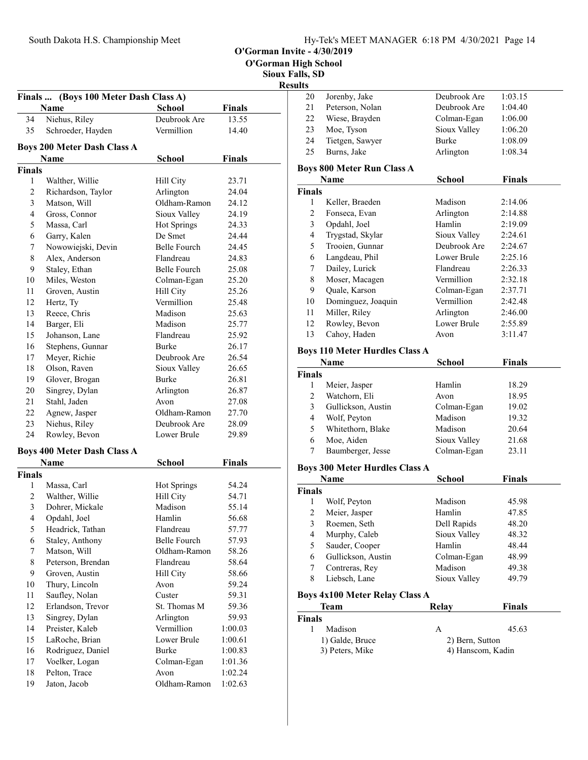O'Gorman Invite - 4/30/2019
O'Gorman High School
Sioux Falls, SD
Results

### Finals ... (Boys 100 Meter Dash Class A)

| | Name | School | Finals |
|---|---|---|---|
| 34 | Niehus, Riley | Deubrook Are | 13.55 |
| 35 | Schroeder, Hayden | Vermillion | 14.40 |

### Boys 200 Meter Dash Class A

| | Name | School | Finals |
|---|---|---|---|
| **Finals** | | | |
| 1 | Walther, Willie | Hill City | 23.71 |
| 2 | Richardson, Taylor | Arlington | 24.04 |
| 3 | Matson, Will | Oldham-Ramon | 24.12 |
| 4 | Gross, Connor | Sioux Valley | 24.19 |
| 5 | Massa, Carl | Hot Springs | 24.33 |
| 6 | Garry, Kalen | De Smet | 24.44 |
| 7 | Nowowiejski, Devin | Belle Fourch | 24.45 |
| 8 | Alex, Anderson | Flandreau | 24.83 |
| 9 | Staley, Ethan | Belle Fourch | 25.08 |
| 10 | Miles, Weston | Colman-Egan | 25.20 |
| 11 | Groven, Austin | Hill City | 25.26 |
| 12 | Hertz, Ty | Vermillion | 25.48 |
| 13 | Reece, Chris | Madison | 25.63 |
| 14 | Barger, Eli | Madison | 25.77 |
| 15 | Johanson, Lane | Flandreau | 25.92 |
| 16 | Stephens, Gunnar | Burke | 26.17 |
| 17 | Meyer, Richie | Deubrook Are | 26.54 |
| 18 | Olson, Raven | Sioux Valley | 26.65 |
| 19 | Glover, Brogan | Burke | 26.81 |
| 20 | Singrey, Dylan | Arlington | 26.87 |
| 21 | Stahl, Jaden | Avon | 27.08 |
| 22 | Agnew, Jasper | Oldham-Ramon | 27.70 |
| 23 | Niehus, Riley | Deubrook Are | 28.09 |
| 24 | Rowley, Bevon | Lower Brule | 29.89 |

### Boys 400 Meter Dash Class A

| | Name | School | Finals |
|---|---|---|---|
| **Finals** | | | |
| 1 | Massa, Carl | Hot Springs | 54.24 |
| 2 | Walther, Willie | Hill City | 54.71 |
| 3 | Dohrer, Mickale | Madison | 55.14 |
| 4 | Opdahl, Joel | Hamlin | 56.68 |
| 5 | Headrick, Tathan | Flandreau | 57.77 |
| 6 | Staley, Anthony | Belle Fourch | 57.93 |
| 7 | Matson, Will | Oldham-Ramon | 58.26 |
| 8 | Peterson, Brendan | Flandreau | 58.64 |
| 9 | Groven, Austin | Hill City | 58.66 |
| 10 | Thury, Lincoln | Avon | 59.24 |
| 11 | Saufley, Nolan | Custer | 59.31 |
| 12 | Erlandson, Trevor | St. Thomas M | 59.36 |
| 13 | Singrey, Dylan | Arlington | 59.93 |
| 14 | Preister, Kaleb | Vermillion | 1:00.03 |
| 15 | LaRoche, Brian | Lower Brule | 1:00.61 |
| 16 | Rodriguez, Daniel | Burke | 1:00.83 |
| 17 | Voelker, Logan | Colman-Egan | 1:01.36 |
| 18 | Pelton, Trace | Avon | 1:02.24 |
| 19 | Jaton, Jacob | Oldham-Ramon | 1:02.63 |
| 20 | Jorenby, Jake | Deubrook Are | 1:03.15 |
| 21 | Peterson, Nolan | Deubrook Are | 1:04.40 |
| 22 | Wiese, Brayden | Colman-Egan | 1:06.00 |
| 23 | Moe, Tyson | Sioux Valley | 1:06.20 |
| 24 | Tietgen, Sawyer | Burke | 1:08.09 |
| 25 | Burns, Jake | Arlington | 1:08.34 |

### Boys 800 Meter Run Class A

| | Name | School | Finals |
|---|---|---|---|
| **Finals** | | | |
| 1 | Keller, Braeden | Madison | 2:14.06 |
| 2 | Fonseca, Evan | Arlington | 2:14.88 |
| 3 | Opdahl, Joel | Hamlin | 2:19.09 |
| 4 | Trygstad, Skylar | Sioux Valley | 2:24.61 |
| 5 | Trooien, Gunnar | Deubrook Are | 2:24.67 |
| 6 | Langdeau, Phil | Lower Brule | 2:25.16 |
| 7 | Dailey, Lurick | Flandreau | 2:26.33 |
| 8 | Moser, Macagen | Vermillion | 2:32.18 |
| 9 | Quale, Karson | Colman-Egan | 2:37.71 |
| 10 | Dominguez, Joaquin | Vermillion | 2:42.48 |
| 11 | Miller, Riley | Arlington | 2:46.00 |
| 12 | Rowley, Bevon | Lower Brule | 2:55.89 |
| 13 | Cahoy, Haden | Avon | 3:11.47 |

### Boys 110 Meter Hurdles Class A

| | Name | School | Finals |
|---|---|---|---|
| **Finals** | | | |
| 1 | Meier, Jasper | Hamlin | 18.29 |
| 2 | Watchorn, Eli | Avon | 18.95 |
| 3 | Gullickson, Austin | Colman-Egan | 19.02 |
| 4 | Wolf, Peyton | Madison | 19.32 |
| 5 | Whitethorn, Blake | Madison | 20.64 |
| 6 | Moe, Aiden | Sioux Valley | 21.68 |
| 7 | Baumberger, Jesse | Colman-Egan | 23.11 |

### Boys 300 Meter Hurdles Class A

| | Name | School | Finals |
|---|---|---|---|
| **Finals** | | | |
| 1 | Wolf, Peyton | Madison | 45.98 |
| 2 | Meier, Jasper | Hamlin | 47.85 |
| 3 | Roemen, Seth | Dell Rapids | 48.20 |
| 4 | Murphy, Caleb | Sioux Valley | 48.32 |
| 5 | Sauder, Cooper | Hamlin | 48.44 |
| 6 | Gullickson, Austin | Colman-Egan | 48.99 |
| 7 | Contreras, Rey | Madison | 49.38 |
| 8 | Liebsch, Lane | Sioux Valley | 49.79 |

### Boys 4x100 Meter Relay Class A

| | Team | Relay | Finals |
|---|---|---|---|
| **Finals** | | | |
| 1 | Madison | A | 45.63 |
| | 1) Galde, Bruce | 2) Bern, Sutton | |
| | 3) Peters, Mike | 4) Hanscom, Kadin | |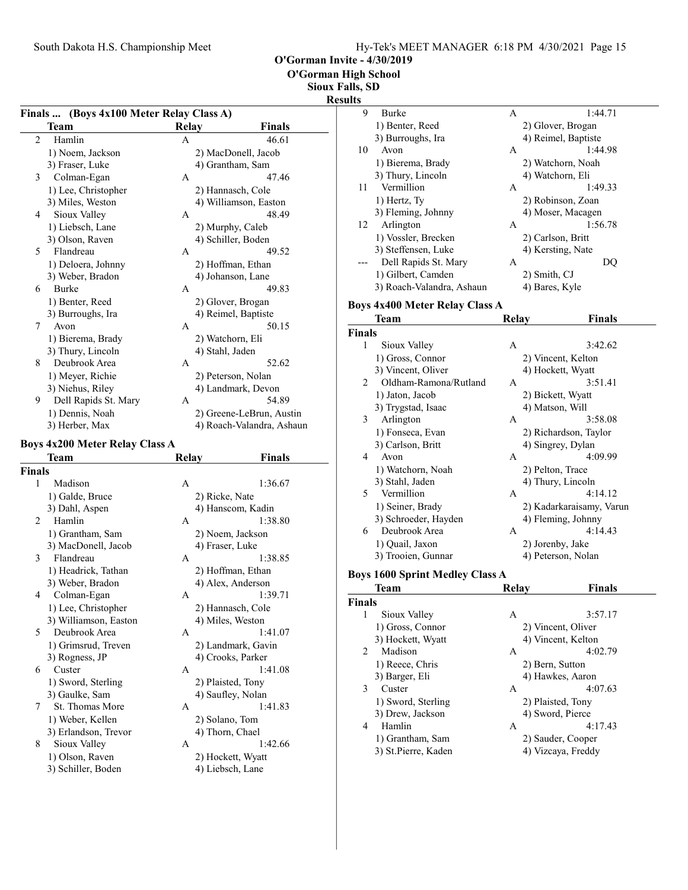# O'Gorman Invite - 4/30/2019

## O'Gorman High School

## Sioux Falls, SD

## Results

### Finals ... (Boys 4x100 Meter Relay Class A)

| | Team | Relay | Finals |
|---|---|---|---|
| 2 | Hamlin | A | 46.61 |
| | 1) Noem, Jackson | 2) MacDonell, Jacob | |
| | 3) Fraser, Luke | 4) Grantham, Sam | |
| 3 | Colman-Egan | A | 47.46 |
| | 1) Lee, Christopher | 2) Hannasch, Cole | |
| | 3) Miles, Weston | 4) Williamson, Easton | |
| 4 | Sioux Valley | A | 48.49 |
| | 1) Liebsch, Lane | 2) Murphy, Caleb | |
| | 3) Olson, Raven | 4) Schiller, Boden | |
| 5 | Flandreau | A | 49.52 |
| | 1) Deloera, Johnny | 2) Hoffman, Ethan | |
| | 3) Weber, Bradon | 4) Johanson, Lane | |
| 6 | Burke | A | 49.83 |
| | 1) Benter, Reed | 2) Glover, Brogan | |
| | 3) Burroughs, Ira | 4) Reimel, Baptiste | |
| 7 | Avon | A | 50.15 |
| | 1) Bierema, Brady | 2) Watchorn, Eli | |
| | 3) Thury, Lincoln | 4) Stahl, Jaden | |
| 8 | Deubrook Area | A | 52.62 |
| | 1) Meyer, Richie | 2) Peterson, Nolan | |
| | 3) Niehus, Riley | 4) Landmark, Devon | |
| 9 | Dell Rapids St. Mary | A | 54.89 |
| | 1) Dennis, Noah | 2) Greene-LeBrun, Austin | |
| | 3) Herber, Max | 4) Roach-Valandra, Ashaun | |

### Boys 4x200 Meter Relay Class A

| | Team | Relay | Finals |
|---|---|---|---|
| **Finals** | | | |
| 1 | Madison | A | 1:36.67 |
| | 1) Galde, Bruce | 2) Ricke, Nate | |
| | 3) Dahl, Aspen | 4) Hanscom, Kadin | |
| 2 | Hamlin | A | 1:38.80 |
| | 1) Grantham, Sam | 2) Noem, Jackson | |
| | 3) MacDonell, Jacob | 4) Fraser, Luke | |
| 3 | Flandreau | A | 1:38.85 |
| | 1) Headrick, Tathan | 2) Hoffman, Ethan | |
| | 3) Weber, Bradon | 4) Alex, Anderson | |
| 4 | Colman-Egan | A | 1:39.71 |
| | 1) Lee, Christopher | 2) Hannasch, Cole | |
| | 3) Williamson, Easton | 4) Miles, Weston | |
| 5 | Deubrook Area | A | 1:41.07 |
| | 1) Grimsrud, Treven | 2) Landmark, Gavin | |
| | 3) Rogness, JP | 4) Crooks, Parker | |
| 6 | Custer | A | 1:41.08 |
| | 1) Sword, Sterling | 2) Plaisted, Tony | |
| | 3) Gaulke, Sam | 4) Saufley, Nolan | |
| 7 | St. Thomas More | A | 1:41.83 |
| | 1) Weber, Kellen | 2) Solano, Tom | |
| | 3) Erlandson, Trevor | 4) Thorn, Chael | |
| 8 | Sioux Valley | A | 1:42.66 |
| | 1) Olson, Raven | 2) Hockett, Wyatt | |
| | 3) Schiller, Boden | 4) Liebsch, Lane | |
| 9 | Burke | A | 1:44.71 |
| | 1) Benter, Reed | 2) Glover, Brogan | |
| | 3) Burroughs, Ira | 4) Reimel, Baptiste | |
| 10 | Avon | A | 1:44.98 |
| | 1) Bierema, Brady | 2) Watchorn, Noah | |
| | 3) Thury, Lincoln | 4) Watchorn, Eli | |
| 11 | Vermillion | A | 1:49.33 |
| | 1) Hertz, Ty | 2) Robinson, Zoan | |
| | 3) Fleming, Johnny | 4) Moser, Macagen | |
| 12 | Arlington | A | 1:56.78 |
| | 1) Vossler, Brecken | 2) Carlson, Britt | |
| | 3) Steffensen, Luke | 4) Kersting, Nate | |
| --- | Dell Rapids St. Mary | A | DQ |
| | 1) Gilbert, Camden | 2) Smith, CJ | |
| | 3) Roach-Valandra, Ashaun | 4) Bares, Kyle | |

### Boys 4x400 Meter Relay Class A

| | Team | Relay | Finals |
|---|---|---|---|
| **Finals** | | | |
| 1 | Sioux Valley | A | 3:42.62 |
| | 1) Gross, Connor | 2) Vincent, Kelton | |
| | 3) Vincent, Oliver | 4) Hockett, Wyatt | |
| 2 | Oldham-Ramona/Rutland | A | 3:51.41 |
| | 1) Jaton, Jacob | 2) Bickett, Wyatt | |
| | 3) Trygstad, Isaac | 4) Matson, Will | |
| 3 | Arlington | A | 3:58.08 |
| | 1) Fonseca, Evan | 2) Richardson, Taylor | |
| | 3) Carlson, Britt | 4) Singrey, Dylan | |
| 4 | Avon | A | 4:09.99 |
| | 1) Watchorn, Noah | 2) Pelton, Trace | |
| | 3) Stahl, Jaden | 4) Thury, Lincoln | |
| 5 | Vermillion | A | 4:14.12 |
| | 1) Seiner, Brady | 2) Kadarkaraisamy, Varun | |
| | 3) Schroeder, Hayden | 4) Fleming, Johnny | |
| 6 | Deubrook Area | A | 4:14.43 |
| | 1) Quail, Jaxon | 2) Jorenby, Jake | |
| | 3) Trooien, Gunnar | 4) Peterson, Nolan | |

### Boys 1600 Sprint Medley Class A

| | Team | Relay | Finals |
|---|---|---|---|
| **Finals** | | | |
| 1 | Sioux Valley | A | 3:57.17 |
| | 1) Gross, Connor | 2) Vincent, Oliver | |
| | 3) Hockett, Wyatt | 4) Vincent, Kelton | |
| 2 | Madison | A | 4:02.79 |
| | 1) Reece, Chris | 2) Bern, Sutton | |
| | 3) Barger, Eli | 4) Hawkes, Aaron | |
| 3 | Custer | A | 4:07.63 |
| | 1) Sword, Sterling | 2) Plaisted, Tony | |
| | 3) Drew, Jackson | 4) Sword, Pierce | |
| 4 | Hamlin | A | 4:17.43 |
| | 1) Grantham, Sam | 2) Sauder, Cooper | |
| | 3) St.Pierre, Kaden | 4) Vizcaya, Freddy | |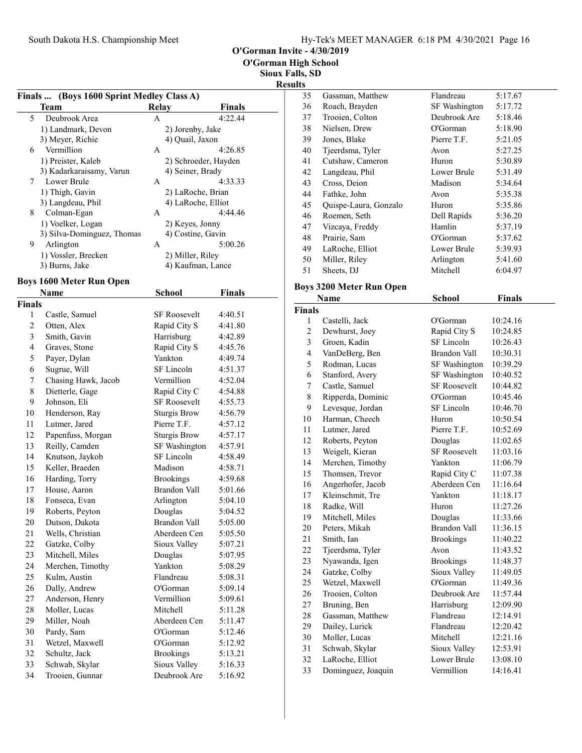## O'Gorman Invite - 4/30/2019

**O'Gorman High School**
**Sioux Falls, SD**
**Results**

### Finals ... (Boys 1600 Sprint Medley Class A)

| | Team | Relay | Finals |
|---|---|---|---|
| 5 | Deubrook Area | A | 4:22.44 |
| | 1) Landmark, Devon | 2) Jorenby, Jake | |
| | 3) Meyer, Richie | 4) Quail, Jaxon | |
| 6 | Vermillion | A | 4:26.85 |
| | 1) Preister, Kaleb | 2) Schroeder, Hayden | |
| | 3) Kadarkaraisamy, Varun | 4) Seiner, Brady | |
| 7 | Lower Brule | A | 4:33.33 |
| | 1) Thigh, Gavin | 2) LaRoche, Brian | |
| | 3) Langdeau, Phil | 4) LaRoche, Elliot | |
| 8 | Colman-Egan | A | 4:44.46 |
| | 1) Voelker, Logan | 2) Keyes, Jonny | |
| | 3) Silva-Dominguez, Thomas | 4) Costine, Gavin | |
| 9 | Arlington | A | 5:00.26 |
| | 1) Vossler, Brecken | 2) Miller, Riley | |
| | 3) Burns, Jake | 4) Kaufman, Lance | |

### Boys 1600 Meter Run Open

| | Name | School | Finals |
|---|---|---|---|
| **Finals** | | | |
| 1 | Castle, Samuel | SF Roosevelt | 4:40.51 |
| 2 | Otten, Alex | Rapid City S | 4:41.80 |
| 3 | Smith, Gavin | Harrisburg | 4:42.89 |
| 4 | Graves, Stone | Rapid City S | 4:45.76 |
| 5 | Payer, Dylan | Yankton | 4:49.74 |
| 6 | Sugrue, Will | SF Lincoln | 4:51.37 |
| 7 | Chasing Hawk, Jacob | Vermillion | 4:52.04 |
| 8 | Dietterle, Gage | Rapid City C | 4:54.88 |
| 9 | Johnson, Eli | SF Roosevelt | 4:55.73 |
| 10 | Henderson, Ray | Sturgis Brow | 4:56.79 |
| 11 | Lutmer, Jared | Pierre T.F. | 4:57.12 |
| 12 | Papenfuss, Morgan | Sturgis Brow | 4:57.17 |
| 13 | Reilly, Camden | SF Washington | 4:57.91 |
| 14 | Knutson, Jaykob | SF Lincoln | 4:58.49 |
| 15 | Keller, Braeden | Madison | 4:58.71 |
| 16 | Harding, Torry | Brookings | 4:59.68 |
| 17 | House, Aaron | Brandon Vall | 5:01.66 |
| 18 | Fonseca, Evan | Arlington | 5:04.10 |
| 19 | Roberts, Peyton | Douglas | 5:04.52 |
| 20 | Dutson, Dakota | Brandon Vall | 5:05.00 |
| 21 | Wells, Christian | Aberdeen Cen | 5:05.50 |
| 22 | Gatzke, Colby | Sioux Valley | 5:07.21 |
| 23 | Mitchell, Miles | Douglas | 5:07.95 |
| 24 | Merchen, Timothy | Yankton | 5:08.29 |
| 25 | Kulm, Austin | Flandreau | 5:08.31 |
| 26 | Dally, Andrew | O'Gorman | 5:09.14 |
| 27 | Anderson, Henry | Vermillion | 5:09.61 |
| 28 | Moller, Lucas | Mitchell | 5:11.28 |
| 29 | Miller, Noah | Aberdeen Cen | 5:11.47 |
| 30 | Pardy, Sam | O'Gorman | 5:12.46 |
| 31 | Wetzel, Maxwell | O'Gorman | 5:12.92 |
| 32 | Schultz, Jack | Brookings | 5:13.21 |
| 33 | Schwab, Skylar | Sioux Valley | 5:16.33 |
| 34 | Trooien, Gunnar | Deubrook Are | 5:16.92 |
| 35 | Gassman, Matthew | Flandreau | 5:17.67 |
| 36 | Roach, Brayden | SF Washington | 5:17.72 |
| 37 | Trooien, Colton | Deubrook Are | 5:18.46 |
| 38 | Nielsen, Drew | O'Gorman | 5:18.90 |
| 39 | Jones, Blake | Pierre T.F. | 5:21.05 |
| 40 | Tjeerdsma, Tyler | Avon | 5:27.25 |
| 41 | Cutshaw, Cameron | Huron | 5:30.89 |
| 42 | Langdeau, Phil | Lower Brule | 5:31.49 |
| 43 | Cross, Deion | Madison | 5:34.64 |
| 44 | Fathke, John | Avon | 5:35.38 |
| 45 | Quispe-Laura, Gonzalo | Huron | 5:35.86 |
| 46 | Roemen, Seth | Dell Rapids | 5:36.20 |
| 47 | Vizcaya, Freddy | Hamlin | 5:37.19 |
| 48 | Prairie, Sam | O'Gorman | 5:37.62 |
| 49 | LaRoche, Elliot | Lower Brule | 5:39.93 |
| 50 | Miller, Riley | Arlington | 5:41.60 |
| 51 | Sheets, DJ | Mitchell | 6:04.97 |

### Boys 3200 Meter Run Open

| | Name | School | Finals |
|---|---|---|---|
| **Finals** | | | |
| 1 | Castelli, Jack | O'Gorman | 10:24.16 |
| 2 | Dewhurst, Joey | Rapid City S | 10:24.85 |
| 3 | Groen, Kadin | SF Lincoln | 10:26.43 |
| 4 | VanDeBerg, Ben | Brandon Vall | 10:30.31 |
| 5 | Rodman, Lucas | SF Washington | 10:39.29 |
| 6 | Stanford, Avery | SF Washington | 10:40.52 |
| 7 | Castle, Samuel | SF Roosevelt | 10:44.82 |
| 8 | Ripperda, Dominic | O'Gorman | 10:45.46 |
| 9 | Levesque, Jordan | SF Lincoln | 10:46.70 |
| 10 | Harman, Cheech | Huron | 10:50.54 |
| 11 | Lutmer, Jared | Pierre T.F. | 10:52.69 |
| 12 | Roberts, Peyton | Douglas | 11:02.65 |
| 13 | Weigelt, Kieran | SF Roosevelt | 11:03.16 |
| 14 | Merchen, Timothy | Yankton | 11:06.79 |
| 15 | Thomsen, Trevor | Rapid City C | 11:07.38 |
| 16 | Angerhofer, Jacob | Aberdeen Cen | 11:16.64 |
| 17 | Kleinschmit, Tre | Yankton | 11:18.17 |
| 18 | Radke, Will | Huron | 11:27.26 |
| 19 | Mitchell, Miles | Douglas | 11:33.66 |
| 20 | Peters, Mikah | Brandon Vall | 11:36.15 |
| 21 | Smith, Ian | Brookings | 11:40.22 |
| 22 | Tjeerdsma, Tyler | Avon | 11:43.52 |
| 23 | Nyawanda, Igen | Brookings | 11:48.37 |
| 24 | Gatzke, Colby | Sioux Valley | 11:49.05 |
| 25 | Wetzel, Maxwell | O'Gorman | 11:49.36 |
| 26 | Trooien, Colton | Deubrook Are | 11:57.44 |
| 27 | Bruning, Ben | Harrisburg | 12:09.90 |
| 28 | Gassman, Matthew | Flandreau | 12:14.91 |
| 29 | Dailey, Lurick | Flandreau | 12:20.42 |
| 30 | Moller, Lucas | Mitchell | 12:21.16 |
| 31 | Schwab, Skylar | Sioux Valley | 12:53.91 |
| 32 | LaRoche, Elliot | Lower Brule | 13:08.10 |
| 33 | Dominguez, Joaquin | Vermillion | 14:16.41 |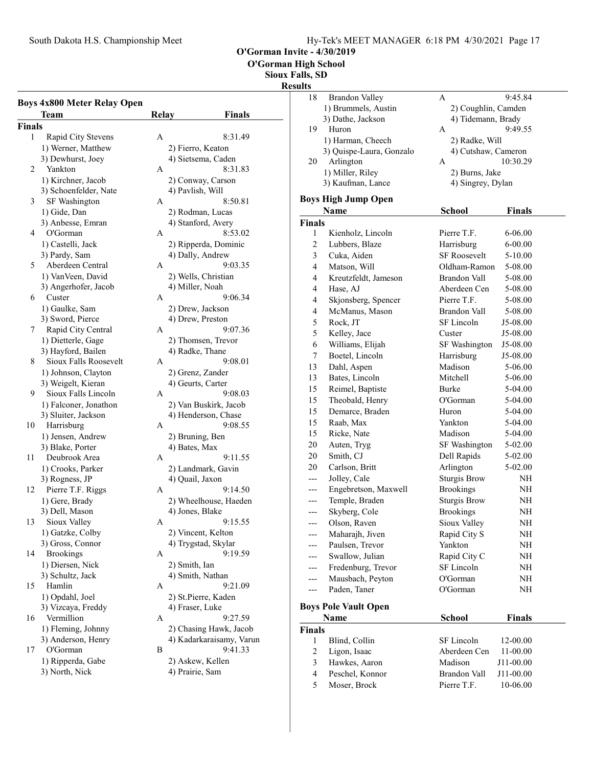## O'Gorman Invite - 4/30/2019

**O'Gorman High School**
**Sioux Falls, SD**

**Results**

### Boys 4x800 Meter Relay Open

| | Team | Relay | Finals |
|---|---|---|---|
| **Finals** | | | |
| 1 | Rapid City Stevens | A | 8:31.49 |
| | 1) Werner, Matthew | 2) Fierro, Keaton | |
| | 3) Dewhurst, Joey | 4) Sietsema, Caden | |
| 2 | Yankton | A | 8:31.83 |
| | 1) Kirchner, Jacob | 2) Conway, Carson | |
| | 3) Schoenfelder, Nate | 4) Pavlish, Will | |
| 3 | SF Washington | A | 8:50.81 |
| | 1) Gide, Dan | 2) Rodman, Lucas | |
| | 3) Anbesse, Emran | 4) Stanford, Avery | |
| 4 | O'Gorman | A | 8:53.02 |
| | 1) Castelli, Jack | 2) Ripperda, Dominic | |
| | 3) Pardy, Sam | 4) Dally, Andrew | |
| 5 | Aberdeen Central | A | 9:03.35 |
| | 1) VanVeen, David | 2) Wells, Christian | |
| | 3) Angerhofer, Jacob | 4) Miller, Noah | |
| 6 | Custer | A | 9:06.34 |
| | 1) Gaulke, Sam | 2) Drew, Jackson | |
| | 3) Sword, Pierce | 4) Drew, Preston | |
| 7 | Rapid City Central | A | 9:07.36 |
| | 1) Dietterle, Gage | 2) Thomsen, Trevor | |
| | 3) Hayford, Bailen | 4) Radke, Thane | |
| 8 | Sioux Falls Roosevelt | A | 9:08.01 |
| | 1) Johnson, Clayton | 2) Grenz, Zander | |
| | 3) Weigelt, Kieran | 4) Geurts, Carter | |
| 9 | Sioux Falls Lincoln | A | 9:08.03 |
| | 1) Falconer, Jonathon | 2) Van Buskirk, Jacob | |
| | 3) Sluiter, Jackson | 4) Henderson, Chase | |
| 10 | Harrisburg | A | 9:08.55 |
| | 1) Jensen, Andrew | 2) Bruning, Ben | |
| | 3) Blake, Porter | 4) Bates, Max | |
| 11 | Deubrook Area | A | 9:11.55 |
| | 1) Crooks, Parker | 2) Landmark, Gavin | |
| | 3) Rogness, JP | 4) Quail, Jaxon | |
| 12 | Pierre T.F. Riggs | A | 9:14.50 |
| | 1) Gere, Brady | 2) Wheelhouse, Haeden | |
| | 3) Dell, Mason | 4) Jones, Blake | |
| 13 | Sioux Valley | A | 9:15.55 |
| | 1) Gatzke, Colby | 2) Vincent, Kelton | |
| | 3) Gross, Connor | 4) Trygstad, Skylar | |
| 14 | Brookings | A | 9:19.59 |
| | 1) Diersen, Nick | 2) Smith, Ian | |
| | 3) Schultz, Jack | 4) Smith, Nathan | |
| 15 | Hamlin | A | 9:21.09 |
| | 1) Opdahl, Joel | 2) St.Pierre, Kaden | |
| | 3) Vizcaya, Freddy | 4) Fraser, Luke | |
| 16 | Vermillion | A | 9:27.59 |
| | 1) Fleming, Johnny | 2) Chasing Hawk, Jacob | |
| | 3) Anderson, Henry | 4) Kadarkaraisamy, Varun | |
| 17 | O'Gorman | B | 9:41.33 |
| | 1) Ripperda, Gabe | 2) Askew, Kellen | |
| | 3) North, Nick | 4) Prairie, Sam | |
| 18 | Brandon Valley | A | 9:45.84 |
| | 1) Brummels, Austin | 2) Coughlin, Camden | |
| | 3) Dathe, Jackson | 4) Tidemann, Brady | |
| 19 | Huron | A | 9:49.55 |
| | 1) Harman, Cheech | 2) Radke, Will | |
| | 3) Quispe-Laura, Gonzalo | 4) Cutshaw, Cameron | |
| 20 | Arlington | A | 10:30.29 |
| | 1) Miller, Riley | 2) Burns, Jake | |
| | 3) Kaufman, Lance | 4) Singrey, Dylan | |

### Boys High Jump Open

| | Name | School | Finals |
|---|---|---|---|
| **Finals** | | | |
| 1 | Kienholz, Lincoln | Pierre T.F. | 6-06.00 |
| 2 | Lubbers, Blaze | Harrisburg | 6-00.00 |
| 3 | Cuka, Aiden | SF Roosevelt | 5-10.00 |
| 4 | Matson, Will | Oldham-Ramon | 5-08.00 |
| 4 | Kreutzfeldt, Jameson | Brandon Vall | 5-08.00 |
| 4 | Hase, AJ | Aberdeen Cen | 5-08.00 |
| 4 | Skjonsberg, Spencer | Pierre T.F. | 5-08.00 |
| 4 | McManus, Mason | Brandon Vall | 5-08.00 |
| 5 | Rock, JT | SF Lincoln | J5-08.00 |
| 5 | Kelley, Jace | Custer | J5-08.00 |
| 6 | Williams, Elijah | SF Washington | J5-08.00 |
| 7 | Boetel, Lincoln | Harrisburg | J5-08.00 |
| 13 | Dahl, Aspen | Madison | 5-06.00 |
| 13 | Bates, Lincoln | Mitchell | 5-06.00 |
| 15 | Reimel, Baptiste | Burke | 5-04.00 |
| 15 | Theobald, Henry | O'Gorman | 5-04.00 |
| 15 | Demarce, Braden | Huron | 5-04.00 |
| 15 | Raab, Max | Yankton | 5-04.00 |
| 15 | Ricke, Nate | Madison | 5-04.00 |
| 20 | Auten, Tryg | SF Washington | 5-02.00 |
| 20 | Smith, CJ | Dell Rapids | 5-02.00 |
| 20 | Carlson, Britt | Arlington | 5-02.00 |
| --- | Jolley, Cale | Sturgis Brow | NH |
| --- | Engebretson, Maxwell | Brookings | NH |
| --- | Temple, Braden | Sturgis Brow | NH |
| --- | Skyberg, Cole | Brookings | NH |
| --- | Olson, Raven | Sioux Valley | NH |
| --- | Maharajh, Jiven | Rapid City S | NH |
| --- | Paulsen, Trevor | Yankton | NH |
| --- | Swallow, Julian | Rapid City C | NH |
| --- | Fredenburg, Trevor | SF Lincoln | NH |
| --- | Mausbach, Peyton | O'Gorman | NH |
| --- | Paden, Taner | O'Gorman | NH |

### Boys Pole Vault Open

| | Name | School | Finals |
|---|---|---|---|
| **Finals** | | | |
| 1 | Blind, Collin | SF Lincoln | 12-00.00 |
| 2 | Ligon, Isaac | Aberdeen Cen | 11-00.00 |
| 3 | Hawkes, Aaron | Madison | J11-00.00 |
| 4 | Peschel, Konnor | Brandon Vall | J11-00.00 |
| 5 | Moser, Brock | Pierre T.F. | 10-06.00 |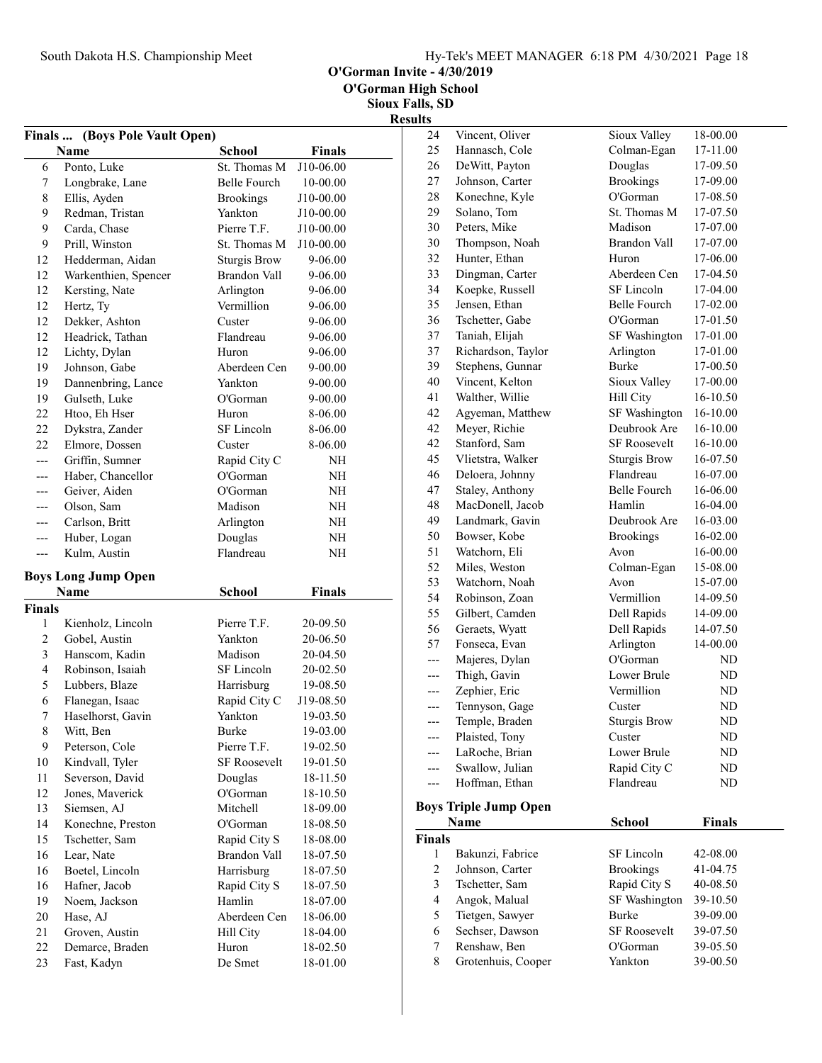# O'Gorman Invite - 4/30/2019

**O'Gorman High School**
**Sioux Falls, SD**

**Results**

## Finals ... (Boys Pole Vault Open)

| | Name | School | Finals |
|---|---|---|---|
| 6 | Ponto, Luke | St. Thomas M | J10-06.00 |
| 7 | Longbrake, Lane | Belle Fourch | 10-00.00 |
| 8 | Ellis, Ayden | Brookings | J10-00.00 |
| 9 | Redman, Tristan | Yankton | J10-00.00 |
| 9 | Carda, Chase | Pierre T.F. | J10-00.00 |
| 9 | Prill, Winston | St. Thomas M | J10-00.00 |
| 12 | Hedderman, Aidan | Sturgis Brow | 9-06.00 |
| 12 | Warkenthien, Spencer | Brandon Vall | 9-06.00 |
| 12 | Kersting, Nate | Arlington | 9-06.00 |
| 12 | Hertz, Ty | Vermillion | 9-06.00 |
| 12 | Dekker, Ashton | Custer | 9-06.00 |
| 12 | Headrick, Tathan | Flandreau | 9-06.00 |
| 12 | Lichty, Dylan | Huron | 9-06.00 |
| 19 | Johnson, Gabe | Aberdeen Cen | 9-00.00 |
| 19 | Dannenbring, Lance | Yankton | 9-00.00 |
| 19 | Gulseth, Luke | O'Gorman | 9-00.00 |
| 22 | Htoo, Eh Hser | Huron | 8-06.00 |
| 22 | Dykstra, Zander | SF Lincoln | 8-06.00 |
| 22 | Elmore, Dossen | Custer | 8-06.00 |
| --- | Griffin, Sumner | Rapid City C | NH |
| --- | Haber, Chancellor | O'Gorman | NH |
| --- | Geiver, Aiden | O'Gorman | NH |
| --- | Olson, Sam | Madison | NH |
| --- | Carlson, Britt | Arlington | NH |
| --- | Huber, Logan | Douglas | NH |
| --- | Kulm, Austin | Flandreau | NH |

## Boys Long Jump Open

| | Name | School | Finals |
|---|---|---|---|
| **Finals** | | | |
| 1 | Kienholz, Lincoln | Pierre T.F. | 20-09.50 |
| 2 | Gobel, Austin | Yankton | 20-06.50 |
| 3 | Hanscom, Kadin | Madison | 20-04.50 |
| 4 | Robinson, Isaiah | SF Lincoln | 20-02.50 |
| 5 | Lubbers, Blaze | Harrisburg | 19-08.50 |
| 6 | Flanegan, Isaac | Rapid City C | J19-08.50 |
| 7 | Haselhorst, Gavin | Yankton | 19-03.50 |
| 8 | Witt, Ben | Burke | 19-03.00 |
| 9 | Peterson, Cole | Pierre T.F. | 19-02.50 |
| 10 | Kindvall, Tyler | SF Roosevelt | 19-01.50 |
| 11 | Severson, David | Douglas | 18-11.50 |
| 12 | Jones, Maverick | O'Gorman | 18-10.50 |
| 13 | Siemsen, AJ | Mitchell | 18-09.00 |
| 14 | Konechne, Preston | O'Gorman | 18-08.50 |
| 15 | Tschetter, Sam | Rapid City S | 18-08.00 |
| 16 | Lear, Nate | Brandon Vall | 18-07.50 |
| 16 | Boetel, Lincoln | Harrisburg | 18-07.50 |
| 16 | Hafner, Jacob | Rapid City S | 18-07.50 |
| 19 | Noem, Jackson | Hamlin | 18-07.00 |
| 20 | Hase, AJ | Aberdeen Cen | 18-06.00 |
| 21 | Groven, Austin | Hill City | 18-04.00 |
| 22 | Demarce, Braden | Huron | 18-02.50 |
| 23 | Fast, Kadyn | De Smet | 18-01.00 |
| 24 | Vincent, Oliver | Sioux Valley | 18-00.00 |
| 25 | Hannasch, Cole | Colman-Egan | 17-11.00 |
| 26 | DeWitt, Payton | Douglas | 17-09.50 |
| 27 | Johnson, Carter | Brookings | 17-09.00 |
| 28 | Konechne, Kyle | O'Gorman | 17-08.50 |
| 29 | Solano, Tom | St. Thomas M | 17-07.50 |
| 30 | Peters, Mike | Madison | 17-07.00 |
| 30 | Thompson, Noah | Brandon Vall | 17-07.00 |
| 32 | Hunter, Ethan | Huron | 17-06.00 |
| 33 | Dingman, Carter | Aberdeen Cen | 17-04.50 |
| 34 | Koepke, Russell | SF Lincoln | 17-04.00 |
| 35 | Jensen, Ethan | Belle Fourch | 17-02.00 |
| 36 | Tschetter, Gabe | O'Gorman | 17-01.50 |
| 37 | Taniah, Elijah | SF Washington | 17-01.00 |
| 37 | Richardson, Taylor | Arlington | 17-01.00 |
| 39 | Stephens, Gunnar | Burke | 17-00.50 |
| 40 | Vincent, Kelton | Sioux Valley | 17-00.00 |
| 41 | Walther, Willie | Hill City | 16-10.50 |
| 42 | Agyeman, Matthew | SF Washington | 16-10.00 |
| 42 | Meyer, Richie | Deubrook Are | 16-10.00 |
| 42 | Stanford, Sam | SF Roosevelt | 16-10.00 |
| 45 | Vlietstra, Walker | Sturgis Brow | 16-07.50 |
| 46 | Deloera, Johnny | Flandreau | 16-07.00 |
| 47 | Staley, Anthony | Belle Fourch | 16-06.00 |
| 48 | MacDonell, Jacob | Hamlin | 16-04.00 |
| 49 | Landmark, Gavin | Deubrook Are | 16-03.00 |
| 50 | Bowser, Kobe | Brookings | 16-02.00 |
| 51 | Watchorn, Eli | Avon | 16-00.00 |
| 52 | Miles, Weston | Colman-Egan | 15-08.00 |
| 53 | Watchorn, Noah | Avon | 15-07.00 |
| 54 | Robinson, Zoan | Vermillion | 14-09.50 |
| 55 | Gilbert, Camden | Dell Rapids | 14-09.00 |
| 56 | Geraets, Wyatt | Dell Rapids | 14-07.50 |
| 57 | Fonseca, Evan | Arlington | 14-00.00 |
| --- | Majeres, Dylan | O'Gorman | ND |
| --- | Thigh, Gavin | Lower Brule | ND |
| --- | Zephier, Eric | Vermillion | ND |
| --- | Tennyson, Gage | Custer | ND |
| --- | Temple, Braden | Sturgis Brow | ND |
| --- | Plaisted, Tony | Custer | ND |
| --- | LaRoche, Brian | Lower Brule | ND |
| --- | Swallow, Julian | Rapid City C | ND |
| --- | Hoffman, Ethan | Flandreau | ND |

## Boys Triple Jump Open

| | Name | School | Finals |
|---|---|---|---|
| **Finals** | | | |
| 1 | Bakunzi, Fabrice | SF Lincoln | 42-08.00 |
| 2 | Johnson, Carter | Brookings | 41-04.75 |
| 3 | Tschetter, Sam | Rapid City S | 40-08.50 |
| 4 | Angok, Malual | SF Washington | 39-10.50 |
| 5 | Tietgen, Sawyer | Burke | 39-09.00 |
| 6 | Sechser, Dawson | SF Roosevelt | 39-07.50 |
| 7 | Renshaw, Ben | O'Gorman | 39-05.50 |
| 8 | Grotenhuis, Cooper | Yankton | 39-00.50 |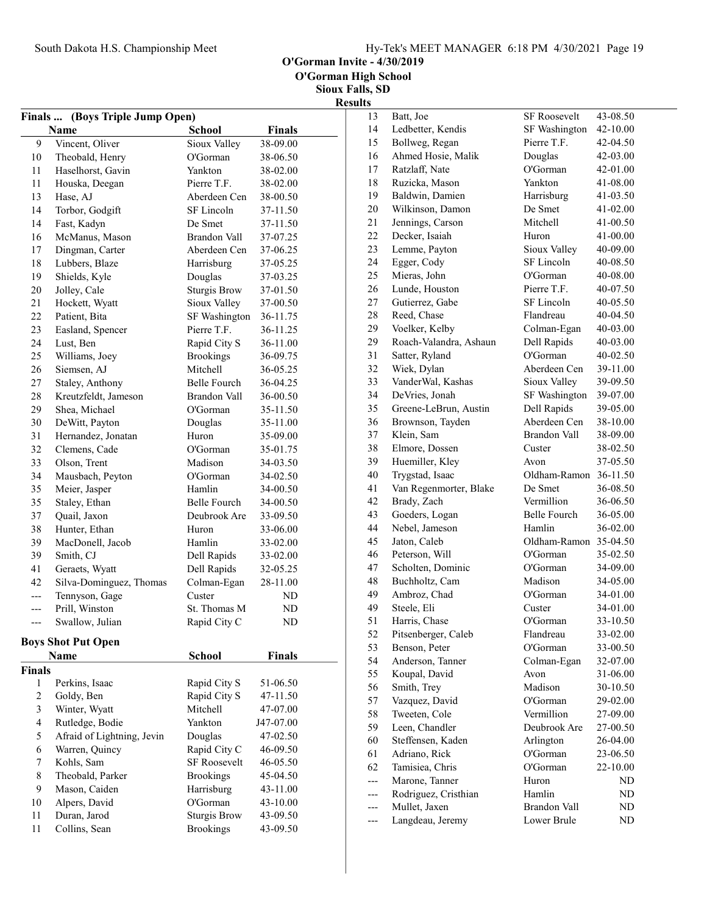## O'Gorman Invite - 4/30/2019
### O'Gorman High School
### Sioux Falls, SD
### Results

**Finals ... (Boys Triple Jump Open)**

| | Name | School | Finals |
|---|---|---|---|
| 9 | Vincent, Oliver | Sioux Valley | 38-09.00 |
| 10 | Theobald, Henry | O'Gorman | 38-06.50 |
| 11 | Haselhorst, Gavin | Yankton | 38-02.00 |
| 11 | Houska, Deegan | Pierre T.F. | 38-02.00 |
| 13 | Hase, AJ | Aberdeen Cen | 38-00.50 |
| 14 | Torbor, Godgift | SF Lincoln | 37-11.50 |
| 14 | Fast, Kadyn | De Smet | 37-11.50 |
| 16 | McManus, Mason | Brandon Vall | 37-07.25 |
| 17 | Dingman, Carter | Aberdeen Cen | 37-06.25 |
| 18 | Lubbers, Blaze | Harrisburg | 37-05.25 |
| 19 | Shields, Kyle | Douglas | 37-03.25 |
| 20 | Jolley, Cale | Sturgis Brow | 37-01.50 |
| 21 | Hockett, Wyatt | Sioux Valley | 37-00.50 |
| 22 | Patient, Bita | SF Washington | 36-11.75 |
| 23 | Easland, Spencer | Pierre T.F. | 36-11.25 |
| 24 | Lust, Ben | Rapid City S | 36-11.00 |
| 25 | Williams, Joey | Brookings | 36-09.75 |
| 26 | Siemsen, AJ | Mitchell | 36-05.25 |
| 27 | Staley, Anthony | Belle Fourch | 36-04.25 |
| 28 | Kreutzfeldt, Jameson | Brandon Vall | 36-00.50 |
| 29 | Shea, Michael | O'Gorman | 35-11.50 |
| 30 | DeWitt, Payton | Douglas | 35-11.00 |
| 31 | Hernandez, Jonatan | Huron | 35-09.00 |
| 32 | Clemens, Cade | O'Gorman | 35-01.75 |
| 33 | Olson, Trent | Madison | 34-03.50 |
| 34 | Mausbach, Peyton | O'Gorman | 34-02.50 |
| 35 | Meier, Jasper | Hamlin | 34-00.50 |
| 35 | Staley, Ethan | Belle Fourch | 34-00.50 |
| 37 | Quail, Jaxon | Deubrook Are | 33-09.50 |
| 38 | Hunter, Ethan | Huron | 33-06.00 |
| 39 | MacDonell, Jacob | Hamlin | 33-02.00 |
| 39 | Smith, CJ | Dell Rapids | 33-02.00 |
| 41 | Geraets, Wyatt | Dell Rapids | 32-05.25 |
| 42 | Silva-Dominguez, Thomas | Colman-Egan | 28-11.00 |
| --- | Tennyson, Gage | Custer | ND |
| --- | Prill, Winston | St. Thomas M | ND |
| --- | Swallow, Julian | Rapid City C | ND |

**Boys Shot Put Open**

| | Name | School | Finals |
|---|---|---|---|
| **Finals** | | | |
| 1 | Perkins, Isaac | Rapid City S | 51-06.50 |
| 2 | Goldy, Ben | Rapid City S | 47-11.50 |
| 3 | Winter, Wyatt | Mitchell | 47-07.00 |
| 4 | Rutledge, Bodie | Yankton | J47-07.00 |
| 5 | Afraid of Lightning, Jevin | Douglas | 47-02.50 |
| 6 | Warren, Quincy | Rapid City C | 46-09.50 |
| 7 | Kohls, Sam | SF Roosevelt | 46-05.50 |
| 8 | Theobald, Parker | Brookings | 45-04.50 |
| 9 | Mason, Caiden | Harrisburg | 43-11.00 |
| 10 | Alpers, David | O'Gorman | 43-10.00 |
| 11 | Duran, Jarod | Sturgis Brow | 43-09.50 |
| 11 | Collins, Sean | Brookings | 43-09.50 |
| 13 | Batt, Joe | SF Roosevelt | 43-08.50 |
| 14 | Ledbetter, Kendis | SF Washington | 42-10.00 |
| 15 | Bollweg, Regan | Pierre T.F. | 42-04.50 |
| 16 | Ahmed Hosie, Malik | Douglas | 42-03.00 |
| 17 | Ratzlaff, Nate | O'Gorman | 42-01.00 |
| 18 | Ruzicka, Mason | Yankton | 41-08.00 |
| 19 | Baldwin, Damien | Harrisburg | 41-03.50 |
| 20 | Wilkinson, Damon | De Smet | 41-02.00 |
| 21 | Jennings, Carson | Mitchell | 41-00.50 |
| 22 | Decker, Isaiah | Huron | 41-00.00 |
| 23 | Lemme, Payton | Sioux Valley | 40-09.00 |
| 24 | Egger, Cody | SF Lincoln | 40-08.50 |
| 25 | Mieras, John | O'Gorman | 40-08.00 |
| 26 | Lunde, Houston | Pierre T.F. | 40-07.50 |
| 27 | Gutierrez, Gabe | SF Lincoln | 40-05.50 |
| 28 | Reed, Chase | Flandreau | 40-04.50 |
| 29 | Voelker, Kelby | Colman-Egan | 40-03.00 |
| 29 | Roach-Valandra, Ashaun | Dell Rapids | 40-03.00 |
| 31 | Satter, Ryland | O'Gorman | 40-02.50 |
| 32 | Wiek, Dylan | Aberdeen Cen | 39-11.00 |
| 33 | VanderWal, Kashas | Sioux Valley | 39-09.50 |
| 34 | DeVries, Jonah | SF Washington | 39-07.00 |
| 35 | Greene-LeBrun, Austin | Dell Rapids | 39-05.00 |
| 36 | Brownson, Tayden | Aberdeen Cen | 38-10.00 |
| 37 | Klein, Sam | Brandon Vall | 38-09.00 |
| 38 | Elmore, Dossen | Custer | 38-02.50 |
| 39 | Huemiller, Kley | Avon | 37-05.50 |
| 40 | Trygstad, Isaac | Oldham-Ramon | 36-11.50 |
| 41 | Van Regenmorter, Blake | De Smet | 36-08.50 |
| 42 | Brady, Zach | Vermillion | 36-06.50 |
| 43 | Goeders, Logan | Belle Fourch | 36-05.00 |
| 44 | Nebel, Jameson | Hamlin | 36-02.00 |
| 45 | Jaton, Caleb | Oldham-Ramon | 35-04.50 |
| 46 | Peterson, Will | O'Gorman | 35-02.50 |
| 47 | Scholten, Dominic | O'Gorman | 34-09.00 |
| 48 | Buchholtz, Cam | Madison | 34-05.00 |
| 49 | Ambroz, Chad | O'Gorman | 34-01.00 |
| 49 | Steele, Eli | Custer | 34-01.00 |
| 51 | Harris, Chase | O'Gorman | 33-10.50 |
| 52 | Pitsenberger, Caleb | Flandreau | 33-02.00 |
| 53 | Benson, Peter | O'Gorman | 33-00.50 |
| 54 | Anderson, Tanner | Colman-Egan | 32-07.00 |
| 55 | Koupal, David | Avon | 31-06.00 |
| 56 | Smith, Trey | Madison | 30-10.50 |
| 57 | Vazquez, David | O'Gorman | 29-02.00 |
| 58 | Tweeten, Cole | Vermillion | 27-09.00 |
| 59 | Leen, Chandler | Deubrook Are | 27-00.50 |
| 60 | Steffensen, Kaden | Arlington | 26-04.00 |
| 61 | Adriano, Rick | O'Gorman | 23-06.50 |
| 62 | Tamisiea, Chris | O'Gorman | 22-10.00 |
| --- | Marone, Tanner | Huron | ND |
| --- | Rodriguez, Cristhian | Hamlin | ND |
| --- | Mullet, Jaxen | Brandon Vall | ND |
| --- | Langdeau, Jeremy | Lower Brule | ND |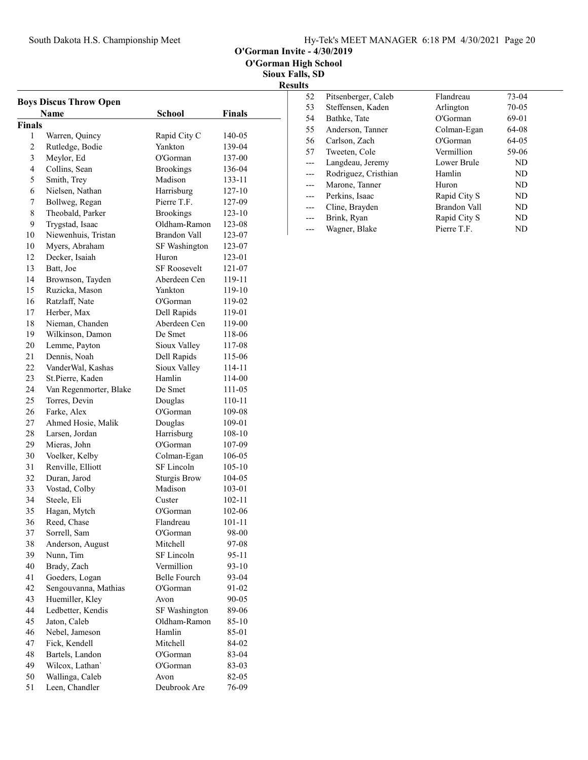**O'Gorman Invite - 4/30/2019**
**O'Gorman High School**
**Sioux Falls, SD**
**Results**

## Boys Discus Throw Open

| | Name | School | Finals |
|---|---|---|---|
| **Finals** | | | |
| 1 | Warren, Quincy | Rapid City C | 140-05 |
| 2 | Rutledge, Bodie | Yankton | 139-04 |
| 3 | Meylor, Ed | O'Gorman | 137-00 |
| 4 | Collins, Sean | Brookings | 136-04 |
| 5 | Smith, Trey | Madison | 133-11 |
| 6 | Nielsen, Nathan | Harrisburg | 127-10 |
| 7 | Bollweg, Regan | Pierre T.F. | 127-09 |
| 8 | Theobald, Parker | Brookings | 123-10 |
| 9 | Trygstad, Isaac | Oldham-Ramon | 123-08 |
| 10 | Niewenhuis, Tristan | Brandon Vall | 123-07 |
| 10 | Myers, Abraham | SF Washington | 123-07 |
| 12 | Decker, Isaiah | Huron | 123-01 |
| 13 | Batt, Joe | SF Roosevelt | 121-07 |
| 14 | Brownson, Tayden | Aberdeen Cen | 119-11 |
| 15 | Ruzicka, Mason | Yankton | 119-10 |
| 16 | Ratzlaff, Nate | O'Gorman | 119-02 |
| 17 | Herber, Max | Dell Rapids | 119-01 |
| 18 | Nieman, Chanden | Aberdeen Cen | 119-00 |
| 19 | Wilkinson, Damon | De Smet | 118-06 |
| 20 | Lemme, Payton | Sioux Valley | 117-08 |
| 21 | Dennis, Noah | Dell Rapids | 115-06 |
| 22 | VanderWal, Kashas | Sioux Valley | 114-11 |
| 23 | St.Pierre, Kaden | Hamlin | 114-00 |
| 24 | Van Regenmorter, Blake | De Smet | 111-05 |
| 25 | Torres, Devin | Douglas | 110-11 |
| 26 | Farke, Alex | O'Gorman | 109-08 |
| 27 | Ahmed Hosie, Malik | Douglas | 109-01 |
| 28 | Larsen, Jordan | Harrisburg | 108-10 |
| 29 | Mieras, John | O'Gorman | 107-09 |
| 30 | Voelker, Kelby | Colman-Egan | 106-05 |
| 31 | Renville, Elliott | SF Lincoln | 105-10 |
| 32 | Duran, Jarod | Sturgis Brow | 104-05 |
| 33 | Vostad, Colby | Madison | 103-01 |
| 34 | Steele, Eli | Custer | 102-11 |
| 35 | Hagan, Mytch | O'Gorman | 102-06 |
| 36 | Reed, Chase | Flandreau | 101-11 |
| 37 | Sorrell, Sam | O'Gorman | 98-00 |
| 38 | Anderson, August | Mitchell | 97-08 |
| 39 | Nunn, Tim | SF Lincoln | 95-11 |
| 40 | Brady, Zach | Vermillion | 93-10 |
| 41 | Goeders, Logan | Belle Fourch | 93-04 |
| 42 | Sengouvanna, Mathias | O'Gorman | 91-02 |
| 43 | Huemiller, Kley | Avon | 90-05 |
| 44 | Ledbetter, Kendis | SF Washington | 89-06 |
| 45 | Jaton, Caleb | Oldham-Ramon | 85-10 |
| 46 | Nebel, Jameson | Hamlin | 85-01 |
| 47 | Fick, Kendell | Mitchell | 84-02 |
| 48 | Bartels, Landon | O'Gorman | 83-04 |
| 49 | Wilcox, Lathan` | O'Gorman | 83-03 |
| 50 | Wallinga, Caleb | Avon | 82-05 |
| 51 | Leen, Chandler | Deubrook Are | 76-09 |
| 52 | Pitsenberger, Caleb | Flandreau | 73-04 |
| 53 | Steffensen, Kaden | Arlington | 70-05 |
| 54 | Bathke, Tate | O'Gorman | 69-01 |
| 55 | Anderson, Tanner | Colman-Egan | 64-08 |
| 56 | Carlson, Zach | O'Gorman | 64-05 |
| 57 | Tweeten, Cole | Vermillion | 59-06 |
| --- | Langdeau, Jeremy | Lower Brule | ND |
| --- | Rodriguez, Cristhian | Hamlin | ND |
| --- | Marone, Tanner | Huron | ND |
| --- | Perkins, Isaac | Rapid City S | ND |
| --- | Cline, Brayden | Brandon Vall | ND |
| --- | Brink, Ryan | Rapid City S | ND |
| --- | Wagner, Blake | Pierre T.F. | ND |